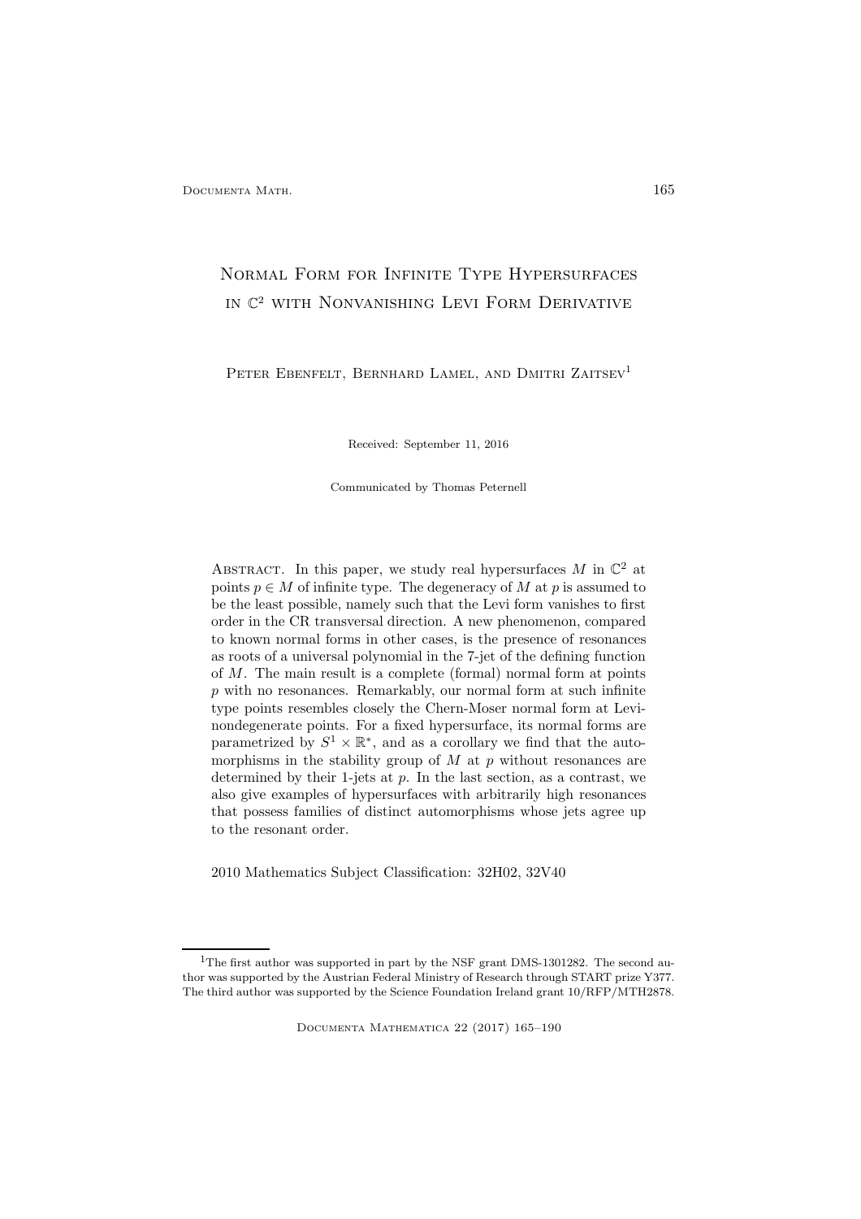# Normal Form for Infinite Type Hypersurfaces in $\mathbb{C}^2$ with Nonvanishing Levi Form Derivative

Peter Ebenfelt, Bernhard Lamel, and Dmitri Zaitsev[1]

Received: September 11, 2016

Communicated by Thomas Peternell

Abstract. In this paper, we study real hypersurfaces $M$ in $\mathbb{C}^2$ at points $p \in M$ of infinite type. The degeneracy of $M$ at $p$ is assumed to be the least possible, namely such that the Levi form vanishes to first order in the CR transversal direction. A new phenomenon, compared to known normal forms in other cases, is the presence of resonances as roots of a universal polynomial in the 7-jet of the defining function of $M$. The main result is a complete (formal) normal form at points $p$ with no resonances. Remarkably, our normal form at such infinite type points resembles closely the Chern-Moser normal form at Levi-nondegenerate points. For a fixed hypersurface, its normal forms are parametrized by $S^1 \times \mathbb{R}^*$, and as a corollary we find that the automorphisms in the stability group of $M$ at $p$ without resonances are determined by their 1-jets at $p$. In the last section, as a contrast, we also give examples of hypersurfaces with arbitrarily high resonances that possess families of distinct automorphisms whose jets agree up to the resonant order.

2010 Mathematics Subject Classification: 32H02, 32V40

[1] The first author was supported in part by the NSF grant DMS-1301282. The second author was supported by the Austrian Federal Ministry of Research through START prize Y377. The third author was supported by the Science Foundation Ireland grant 10/RFP/MTH2878.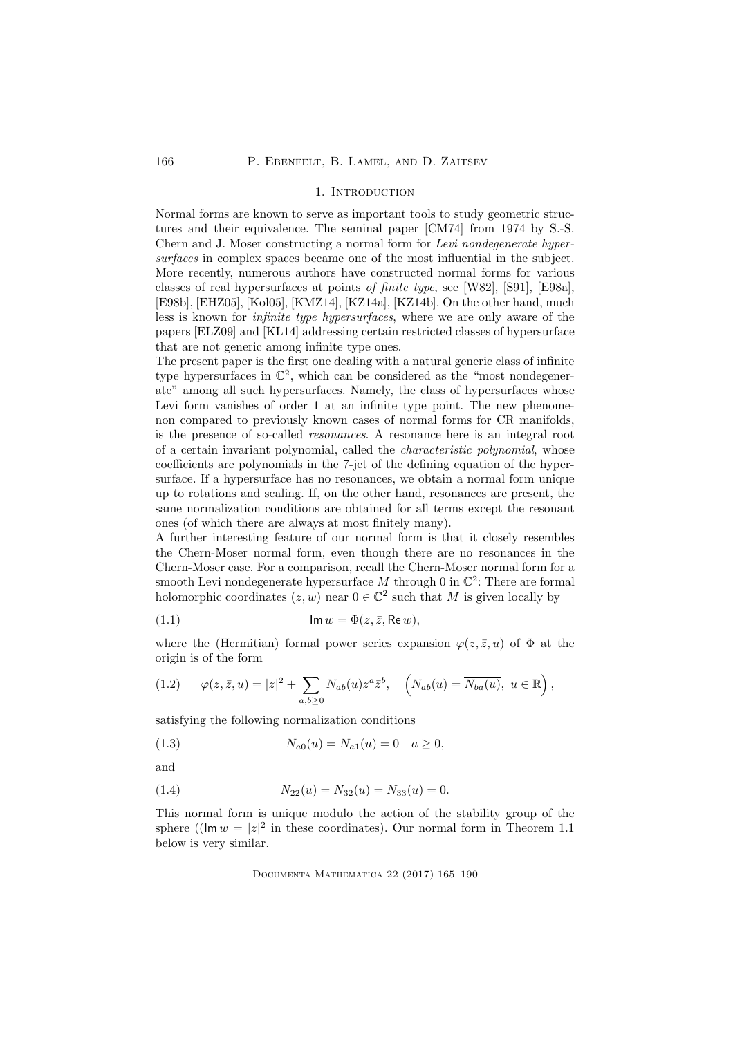## 1. Introduction

Normal forms are known to serve as important tools to study geometric structures and their equivalence. The seminal paper [CM74] from 1974 by S.-S. Chern and J. Moser constructing a normal form for *Levi nondegenerate hypersurfaces* in complex spaces became one of the most influential in the subject. More recently, numerous authors have constructed normal forms for various classes of real hypersurfaces at points *of finite type*, see [W82], [S91], [E98a], [E98b], [EHZ05], [Kol05], [KMZ14], [KZ14a], [KZ14b]. On the other hand, much less is known for *infinite type hypersurfaces*, where we are only aware of the papers [ELZ09] and [KL14] addressing certain restricted classes of hypersurface that are not generic among infinite type ones.

The present paper is the first one dealing with a natural generic class of infinite type hypersurfaces in $\mathbb{C}^2$, which can be considered as the "most nondegenerate" among all such hypersurfaces. Namely, the class of hypersurfaces whose Levi form vanishes of order 1 at an infinite type point. The new phenomenon compared to previously known cases of normal forms for CR manifolds, is the presence of so-called *resonances*. A resonance here is an integral root of a certain invariant polynomial, called the *characteristic polynomial*, whose coefficients are polynomials in the 7-jet of the defining equation of the hypersurface. If a hypersurface has no resonances, we obtain a normal form unique up to rotations and scaling. If, on the other hand, resonances are present, the same normalization conditions are obtained for all terms except the resonant ones (of which there are always at most finitely many).

A further interesting feature of our normal form is that it closely resembles the Chern-Moser normal form, even though there are no resonances in the Chern-Moser case. For a comparison, recall the Chern-Moser normal form for a smooth Levi nondegenerate hypersurface $M$ through 0 in $\mathbb{C}^2$: There are formal holomorphic coordinates $(z, w)$ near $0 \in \mathbb{C}^2$ such that $M$ is given locally by

$$\mathsf{Im}\, w = \Phi(z, \bar{z}, \mathsf{Re}\, w), \tag{1.1}$$

where the (Hermitian) formal power series expansion $\varphi(z, \bar{z}, u)$ of $\Phi$ at the origin is of the form

$$\varphi(z, \bar{z}, u) = |z|^2 + \sum_{a,b \geq 0} N_{ab}(u) z^a \bar{z}^b, \quad \left(N_{ab}(u) = \overline{N_{ba}(u)},\ u \in \mathbb{R}\right), \tag{1.2}$$

satisfying the following normalization conditions

$$N_{a0}(u) = N_{a1}(u) = 0 \quad a \geq 0, \tag{1.3}$$

and

$$N_{22}(u) = N_{32}(u) = N_{33}(u) = 0. \tag{1.4}$$

This normal form is unique modulo the action of the stability group of the sphere (($\mathsf{Im}\, w = |z|^2$ in these coordinates). Our normal form in Theorem 1.1 below is very similar.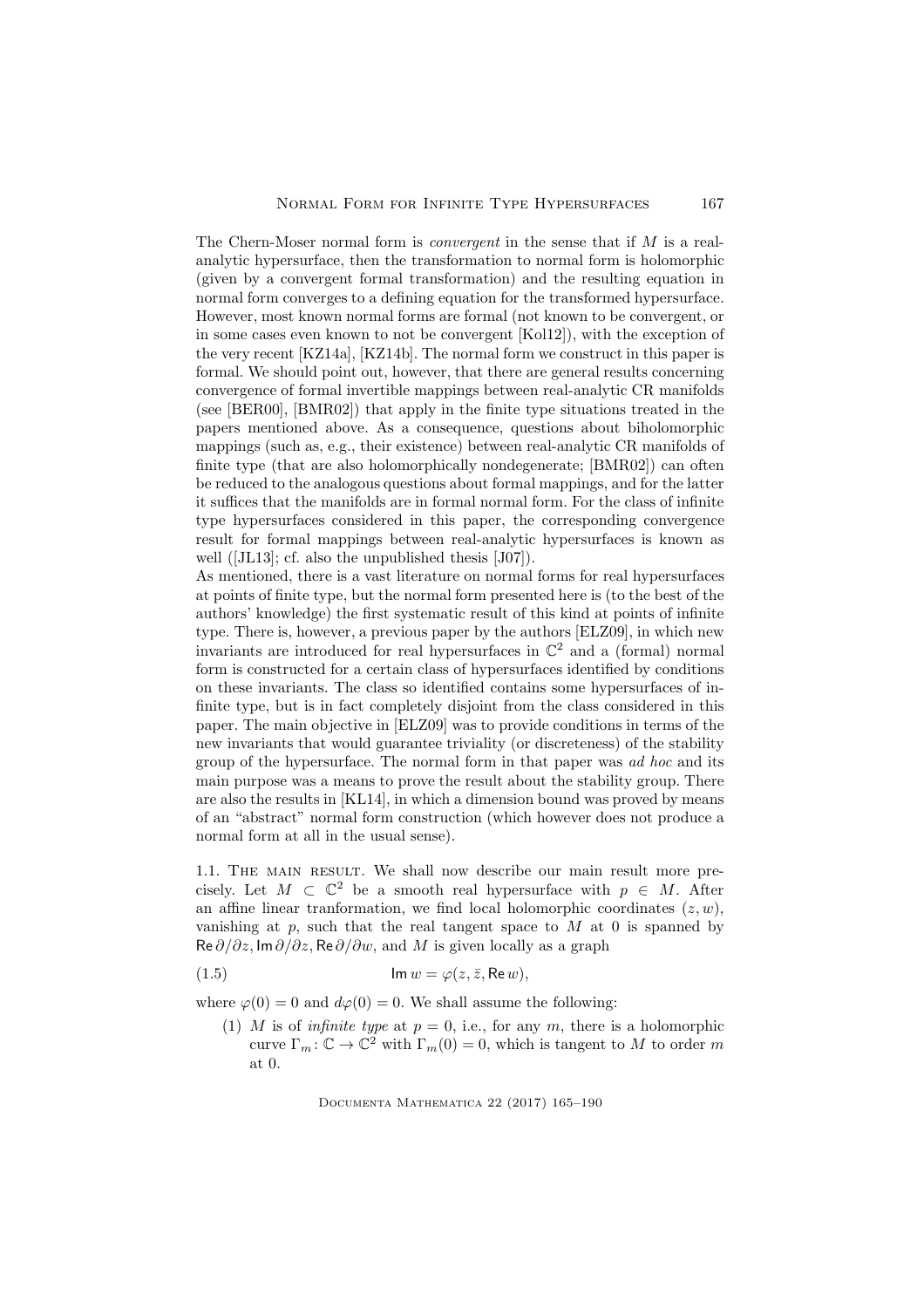The Chern-Moser normal form is *convergent* in the sense that if $M$ is a real-analytic hypersurface, then the transformation to normal form is holomorphic (given by a convergent formal transformation) and the resulting equation in normal form converges to a defining equation for the transformed hypersurface. However, most known normal forms are formal (not known to be convergent, or in some cases even known to not be convergent [Kol12]), with the exception of the very recent [KZ14a], [KZ14b]. The normal form we construct in this paper is formal. We should point out, however, that there are general results concerning convergence of formal invertible mappings between real-analytic CR manifolds (see [BER00], [BMR02]) that apply in the finite type situations treated in the papers mentioned above. As a consequence, questions about biholomorphic mappings (such as, e.g., their existence) between real-analytic CR manifolds of finite type (that are also holomorphically nondegenerate; [BMR02]) can often be reduced to the analogous questions about formal mappings, and for the latter it suffices that the manifolds are in formal normal form. For the class of infinite type hypersurfaces considered in this paper, the corresponding convergence result for formal mappings between real-analytic hypersurfaces is known as well ([JL13]; cf. also the unpublished thesis [J07]).

As mentioned, there is a vast literature on normal forms for real hypersurfaces at points of finite type, but the normal form presented here is (to the best of the authors' knowledge) the first systematic result of this kind at points of infinite type. There is, however, a previous paper by the authors [ELZ09], in which new invariants are introduced for real hypersurfaces in $\mathbb{C}^2$ and a (formal) normal form is constructed for a certain class of hypersurfaces identified by conditions on these invariants. The class so identified contains some hypersurfaces of infinite type, but is in fact completely disjoint from the class considered in this paper. The main objective in [ELZ09] was to provide conditions in terms of the new invariants that would guarantee triviality (or discreteness) of the stability group of the hypersurface. The normal form in that paper was *ad hoc* and its main purpose was a means to prove the result about the stability group. There are also the results in [KL14], in which a dimension bound was proved by means of an "abstract" normal form construction (which however does not produce a normal form at all in the usual sense).

### 1.1. The main result.

We shall now describe our main result more precisely. Let $M \subset \mathbb{C}^2$ be a smooth real hypersurface with $p \in M$. After an affine linear tranformation, we find local holomorphic coordinates $(z, w)$, vanishing at $p$, such that the real tangent space to $M$ at $0$ is spanned by $\mathsf{Re}\, \partial/\partial z, \mathsf{Im}\, \partial/\partial z, \mathsf{Re}\, \partial/\partial w$, and $M$ is given locally as a graph

$$\mathsf{Im}\, w = \varphi(z, \bar{z}, \mathsf{Re}\, w), \tag{1.5}$$

where $\varphi(0) = 0$ and $d\varphi(0) = 0$. We shall assume the following:

(1) $M$ is of *infinite type* at $p = 0$, i.e., for any $m$, there is a holomorphic curve $\Gamma_m : \mathbb{C} \to \mathbb{C}^2$ with $\Gamma_m(0) = 0$, which is tangent to $M$ to order $m$ at $0$.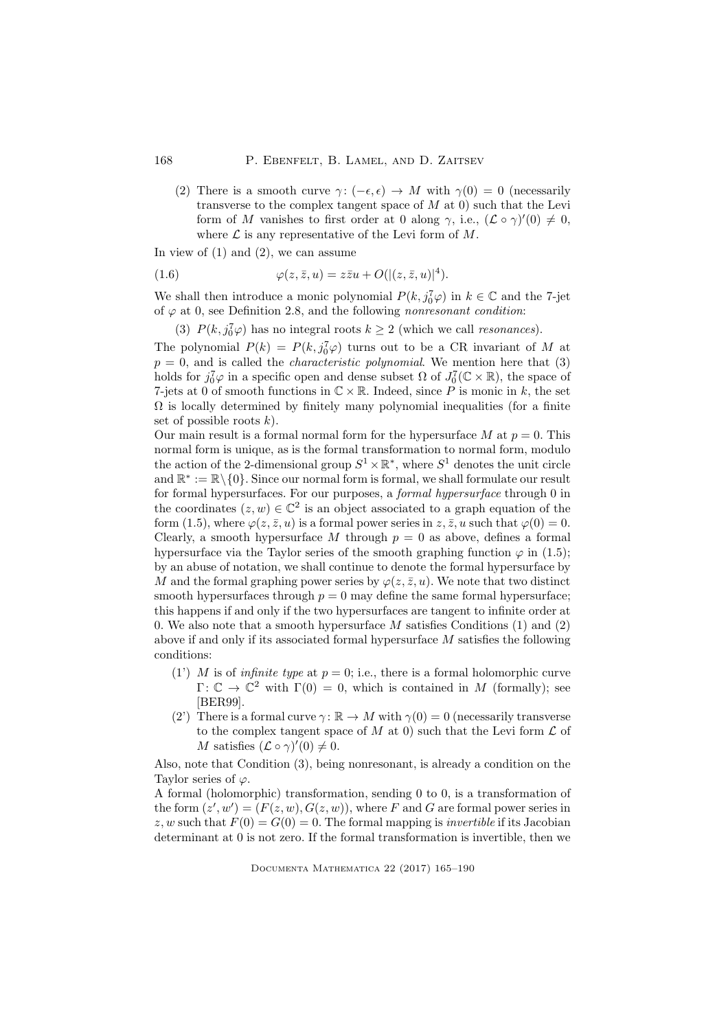(2) There is a smooth curve $\gamma\colon (-\epsilon, \epsilon) \to M$ with $\gamma(0) = 0$ (necessarily transverse to the complex tangent space of $M$ at 0) such that the Levi form of $M$ vanishes to first order at 0 along $\gamma$, i.e., $(\mathcal{L} \circ \gamma)'(0) \neq 0$, where $\mathcal{L}$ is any representative of the Levi form of $M$.

In view of (1) and (2), we can assume

$$\varphi(z, \bar{z}, u) = z\bar{z}u + O(|(z, \bar{z}, u)|^4). \tag{1.6}$$

We shall then introduce a monic polynomial $P(k, j_0^7\varphi)$ in $k \in \mathbb{C}$ and the 7-jet of $\varphi$ at 0, see Definition 2.8, and the following *nonresonant condition*:

(3) $P(k, j_0^7\varphi)$ has no integral roots $k \geq 2$ (which we call *resonances*).

The polynomial $P(k) = P(k, j_0^7\varphi)$ turns out to be a CR invariant of $M$ at $p = 0$, and is called the *characteristic polynomial*. We mention here that (3) holds for $j_0^7\varphi$ in a specific open and dense subset $\Omega$ of $J_0^7(\mathbb{C} \times \mathbb{R})$, the space of 7-jets at 0 of smooth functions in $\mathbb{C} \times \mathbb{R}$. Indeed, since $P$ is monic in $k$, the set $\Omega$ is locally determined by finitely many polynomial inequalities (for a finite set of possible roots $k$).

Our main result is a formal normal form for the hypersurface $M$ at $p = 0$. This normal form is unique, as is the formal transformation to normal form, modulo the action of the 2-dimensional group $S^1 \times \mathbb{R}^*$, where $S^1$ denotes the unit circle and $\mathbb{R}^* := \mathbb{R} \setminus \{0\}$. Since our normal form is formal, we shall formulate our result for formal hypersurfaces. For our purposes, a *formal hypersurface* through 0 in the coordinates $(z, w) \in \mathbb{C}^2$ is an object associated to a graph equation of the form (1.5), where $\varphi(z, \bar{z}, u)$ is a formal power series in $z, \bar{z}, u$ such that $\varphi(0) = 0$. Clearly, a smooth hypersurface $M$ through $p = 0$ as above, defines a formal hypersurface via the Taylor series of the smooth graphing function $\varphi$ in (1.5); by an abuse of notation, we shall continue to denote the formal hypersurface by $M$ and the formal graphing power series by $\varphi(z, \bar{z}, u)$. We note that two distinct smooth hypersurfaces through $p = 0$ may define the same formal hypersurface; this happens if and only if the two hypersurfaces are tangent to infinite order at 0. We also note that a smooth hypersurface $M$ satisfies Conditions (1) and (2) above if and only if its associated formal hypersurface $M$ satisfies the following conditions:

(1') $M$ is of *infinite type* at $p = 0$; i.e., there is a formal holomorphic curve $\Gamma\colon \mathbb{C} \to \mathbb{C}^2$ with $\Gamma(0) = 0$, which is contained in $M$ (formally); see [BER99].

(2') There is a formal curve $\gamma\colon \mathbb{R} \to M$ with $\gamma(0) = 0$ (necessarily transverse to the complex tangent space of $M$ at 0) such that the Levi form $\mathcal{L}$ of $M$ satisfies $(\mathcal{L} \circ \gamma)'(0) \neq 0$.

Also, note that Condition (3), being nonresonant, is already a condition on the Taylor series of $\varphi$.

A formal (holomorphic) transformation, sending 0 to 0, is a transformation of the form $(z', w') = (F(z, w), G(z, w))$, where $F$ and $G$ are formal power series in $z, w$ such that $F(0) = G(0) = 0$. The formal mapping is *invertible* if its Jacobian determinant at 0 is not zero. If the formal transformation is invertible, then we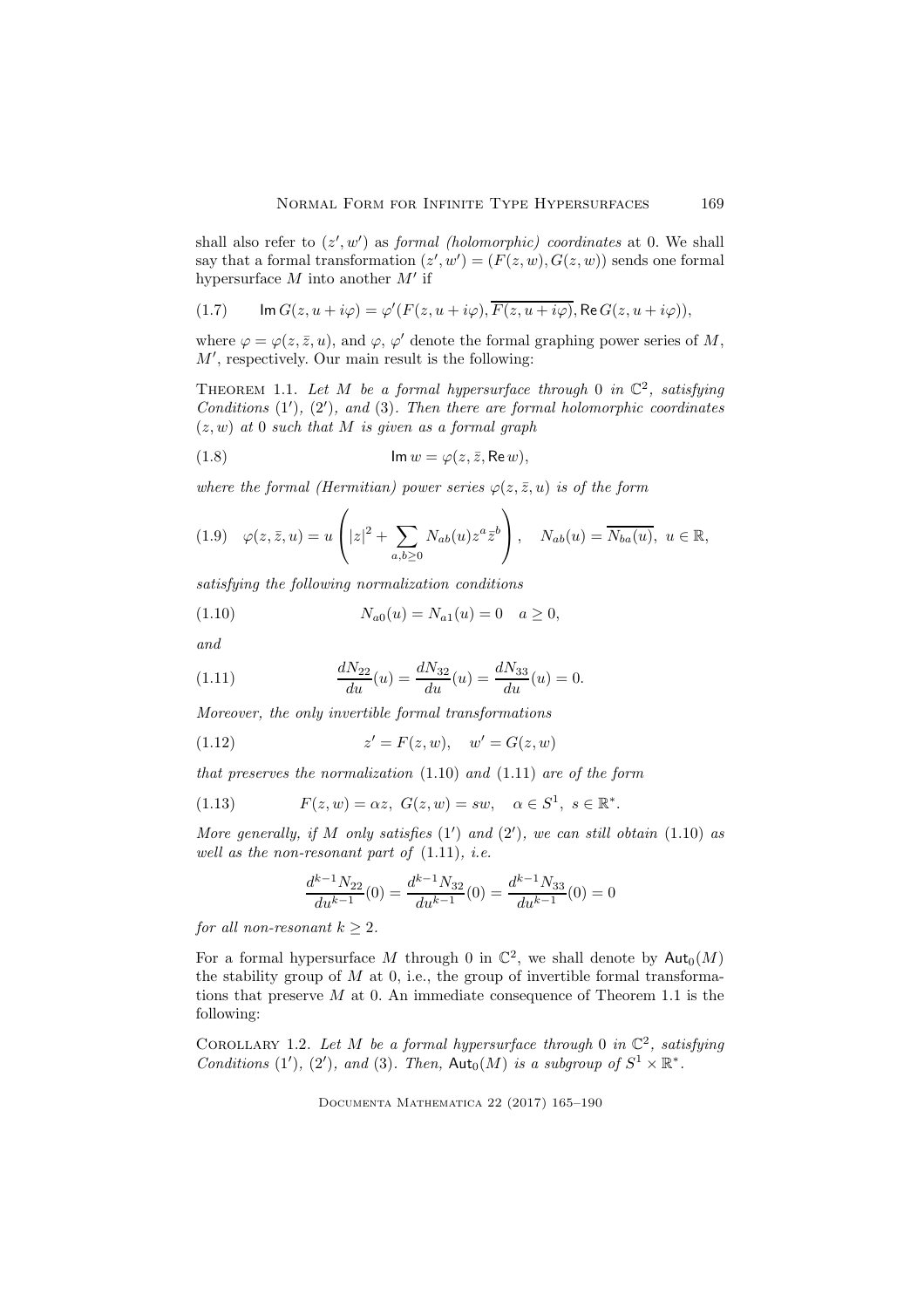shall also refer to $(z', w')$ as *formal (holomorphic) coordinates* at 0. We shall say that a formal transformation $(z', w') = (F(z,w), G(z,w))$ sends one formal hypersurface $M$ into another $M'$ if

$$\mathsf{Im}\, G(z, u + i\varphi) = \varphi'(F(z, u+i\varphi), \overline{F(z, u+i\varphi)}, \mathsf{Re}\, G(z, u+i\varphi)), \tag{1.7}$$

where $\varphi = \varphi(z, \bar z, u)$, and $\varphi$, $\varphi'$ denote the formal graphing power series of $M$, $M'$, respectively. Our main result is the following:

Theorem 1.1. *Let $M$ be a formal hypersurface through 0 in $\mathbb{C}^2$, satisfying Conditions (1′), (2′), and (3). Then there are formal holomorphic coordinates $(z, w)$ at 0 such that $M$ is given as a formal graph*

$$\mathsf{Im}\, w = \varphi(z, \bar z, \mathsf{Re}\, w), \tag{1.8}$$

*where the formal (Hermitian) power series $\varphi(z, \bar z, u)$ is of the form*

$$\varphi(z, \bar z, u) = u \left( |z|^2 + \sum_{a,b \geq 0} N_{ab}(u) z^a \bar z^b \right), \quad N_{ab}(u) = \overline{N_{ba}(u)},\ u \in \mathbb{R}, \tag{1.9}$$

*satisfying the following normalization conditions*

$$N_{a0}(u) = N_{a1}(u) = 0 \quad a \geq 0, \tag{1.10}$$

*and*

$$\frac{dN_{22}}{du}(u) = \frac{dN_{32}}{du}(u) = \frac{dN_{33}}{du}(u) = 0. \tag{1.11}$$

*Moreover, the only invertible formal transformations*

$$z' = F(z,w), \quad w' = G(z,w) \tag{1.12}$$

*that preserves the normalization* (1.10) *and* (1.11) *are of the form*

$$F(z,w) = \alpha z,\ G(z,w) = sw, \quad \alpha \in S^1,\ s \in \mathbb{R}^*. \tag{1.13}$$

*More generally, if $M$ only satisfies* (1′) *and* (2′), *we can still obtain* (1.10) *as well as the non-resonant part of* (1.11), *i.e.*

$$\frac{d^{k-1}N_{22}}{du^{k-1}}(0) = \frac{d^{k-1}N_{32}}{du^{k-1}}(0) = \frac{d^{k-1}N_{33}}{du^{k-1}}(0) = 0$$

*for all non-resonant $k \geq 2$.*

For a formal hypersurface $M$ through 0 in $\mathbb{C}^2$, we shall denote by $\mathsf{Aut}_0(M)$ the stability group of $M$ at 0, i.e., the group of invertible formal transformations that preserve $M$ at 0. An immediate consequence of Theorem 1.1 is the following:

Corollary 1.2. *Let $M$ be a formal hypersurface through 0 in $\mathbb{C}^2$, satisfying Conditions (1′), (2′), and (3). Then, $\mathsf{Aut}_0(M)$ is a subgroup of $S^1 \times \mathbb{R}^*$.*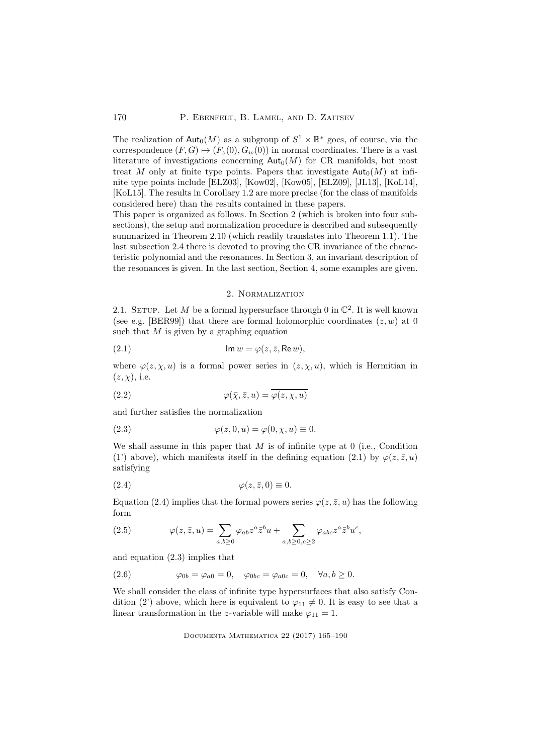The realization of $\mathsf{Aut}_0(M)$ as a subgroup of $S^1 \times \mathbb{R}^*$ goes, of course, via the correspondence $(F, G) \mapsto (F_z(0), G_w(0))$ in normal coordinates. There is a vast literature of investigations concerning $\mathsf{Aut}_0(M)$ for CR manifolds, but most treat $M$ only at finite type points. Papers that investigate $\mathsf{Aut}_0(M)$ at infinite type points include [ELZ03], [Kow02], [Kow05], [ELZ09], [JL13], [KoL14], [KoL15]. The results in Corollary 1.2 are more precise (for the class of manifolds considered here) than the results contained in these papers.

This paper is organized as follows. In Section 2 (which is broken into four subsections), the setup and normalization procedure is described and subsequently summarized in Theorem 2.10 (which readily translates into Theorem 1.1). The last subsection 2.4 there is devoted to proving the CR invariance of the characteristic polynomial and the resonances. In Section 3, an invariant description of the resonances is given. In the last section, Section 4, some examples are given.

## 2. Normalization

2.1. Setup. Let $M$ be a formal hypersurface through 0 in $\mathbb{C}^2$. It is well known (see e.g. [BER99]) that there are formal holomorphic coordinates $(z, w)$ at 0 such that $M$ is given by a graphing equation

$$\mathsf{Im}\, w = \varphi(z, \bar{z}, \mathsf{Re}\, w), \tag{2.1}$$

where $\varphi(z, \chi, u)$ is a formal power series in $(z, \chi, u)$, which is Hermitian in $(z, \chi)$, i.e.

$$\varphi(\bar{\chi}, \bar{z}, u) = \overline{\varphi(z, \chi, u)} \tag{2.2}$$

and further satisfies the normalization

$$\varphi(z, 0, u) = \varphi(0, \chi, u) \equiv 0. \tag{2.3}$$

We shall assume in this paper that $M$ is of infinite type at 0 (i.e., Condition (1') above), which manifests itself in the defining equation (2.1) by $\varphi(z, \bar{z}, u)$ satisfying

$$\varphi(z, \bar{z}, 0) \equiv 0. \tag{2.4}$$

Equation (2.4) implies that the formal powers series $\varphi(z, \bar{z}, u)$ has the following form

$$\varphi(z, \bar{z}, u) = \sum_{a,b \geq 0} \varphi_{ab} z^a \bar{z}^b u + \sum_{a,b \geq 0, c \geq 2} \varphi_{abc} z^a \bar{z}^b u^c, \tag{2.5}$$

and equation (2.3) implies that

$$\varphi_{0b} = \varphi_{a0} = 0, \quad \varphi_{0bc} = \varphi_{a0c} = 0, \quad \forall a, b \geq 0. \tag{2.6}$$

We shall consider the class of infinite type hypersurfaces that also satisfy Condition (2') above, which here is equivalent to $\varphi_{11} \neq 0$. It is easy to see that a linear transformation in the $z$-variable will make $\varphi_{11} = 1$.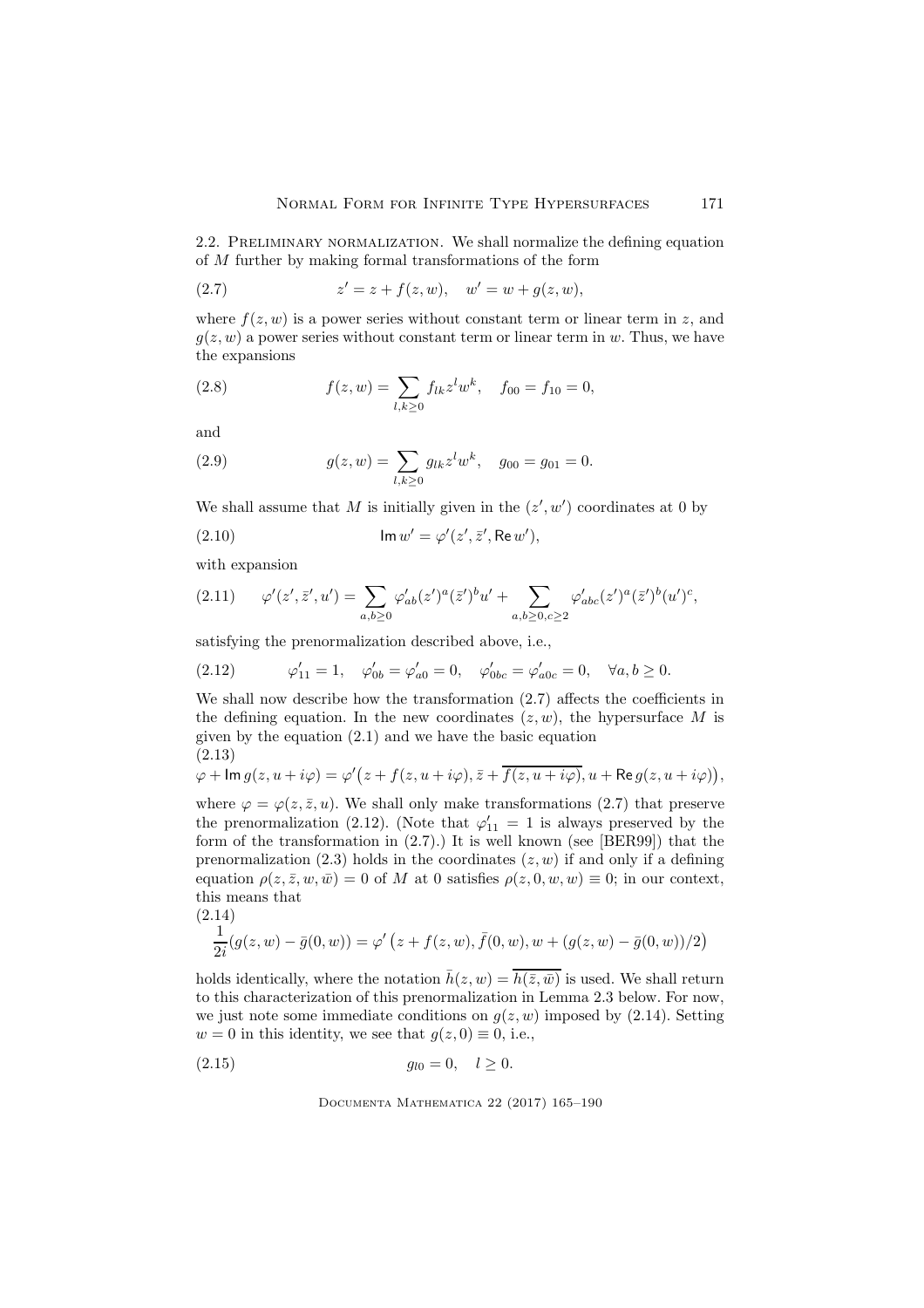2.2. Preliminary normalization. We shall normalize the defining equation of $M$ further by making formal transformations of the form

$$z' = z + f(z,w), \quad w' = w + g(z,w), \tag{2.7}$$

where $f(z,w)$ is a power series without constant term or linear term in $z$, and $g(z,w)$ a power series without constant term or linear term in $w$. Thus, we have the expansions

$$f(z,w) = \sum_{l,k\geq 0} f_{lk} z^l w^k, \quad f_{00} = f_{10} = 0, \tag{2.8}$$

and

$$g(z,w) = \sum_{l,k\geq 0} g_{lk} z^l w^k, \quad g_{00} = g_{01} = 0. \tag{2.9}$$

We shall assume that $M$ is initially given in the $(z', w')$ coordinates at 0 by

$$\operatorname{Im} w' = \varphi'(z', \bar{z}', \operatorname{Re} w'), \tag{2.10}$$

with expansion

$$\varphi'(z', \bar{z}', u') = \sum_{a,b\geq 0} \varphi'_{ab} (z')^a (\bar{z}')^b u' + \sum_{a,b\geq 0, c\geq 2} \varphi'_{abc} (z')^a (\bar{z}')^b (u')^c, \tag{2.11}$$

satisfying the prenormalization described above, i.e.,

$$\varphi'_{11} = 1, \quad \varphi'_{0b} = \varphi'_{a0} = 0, \quad \varphi'_{0bc} = \varphi'_{a0c} = 0, \quad \forall a,b \geq 0. \tag{2.12}$$

We shall now describe how the transformation (2.7) affects the coefficients in the defining equation. In the new coordinates $(z,w)$, the hypersurface $M$ is given by the equation (2.1) and we have the basic equation

$$\varphi + \operatorname{Im} g(z, u+i\varphi) = \varphi'\big(z + f(z, u+i\varphi), \bar{z} + \overline{f(z, u+i\varphi)}, u + \operatorname{Re} g(z, u+i\varphi)\big), \tag{2.13}$$

where $\varphi = \varphi(z, \bar{z}, u)$. We shall only make transformations (2.7) that preserve the prenormalization (2.12). (Note that $\varphi'_{11} = 1$ is always preserved by the form of the transformation in (2.7).) It is well known (see [BER99]) that the prenormalization (2.3) holds in the coordinates $(z,w)$ if and only if a defining equation $\rho(z, \bar{z}, w, \bar{w}) = 0$ of $M$ at 0 satisfies $\rho(z, 0, w, w) \equiv 0$; in our context, this means that

$$\frac{1}{2i}(g(z,w) - \bar{g}(0,w)) = \varphi'\left(z + f(z,w), \bar{f}(0,w), w + (g(z,w) - \bar{g}(0,w))/2\right) \tag{2.14}$$

holds identically, where the notation $\bar{h}(z,w) = \overline{h(\bar{z}, \bar{w})}$ is used. We shall return to this characterization of this prenormalization in Lemma 2.3 below. For now, we just note some immediate conditions on $g(z,w)$ imposed by (2.14). Setting $w = 0$ in this identity, we see that $g(z,0) \equiv 0$, i.e.,

$$g_{l0} = 0, \quad l \geq 0. \tag{2.15}$$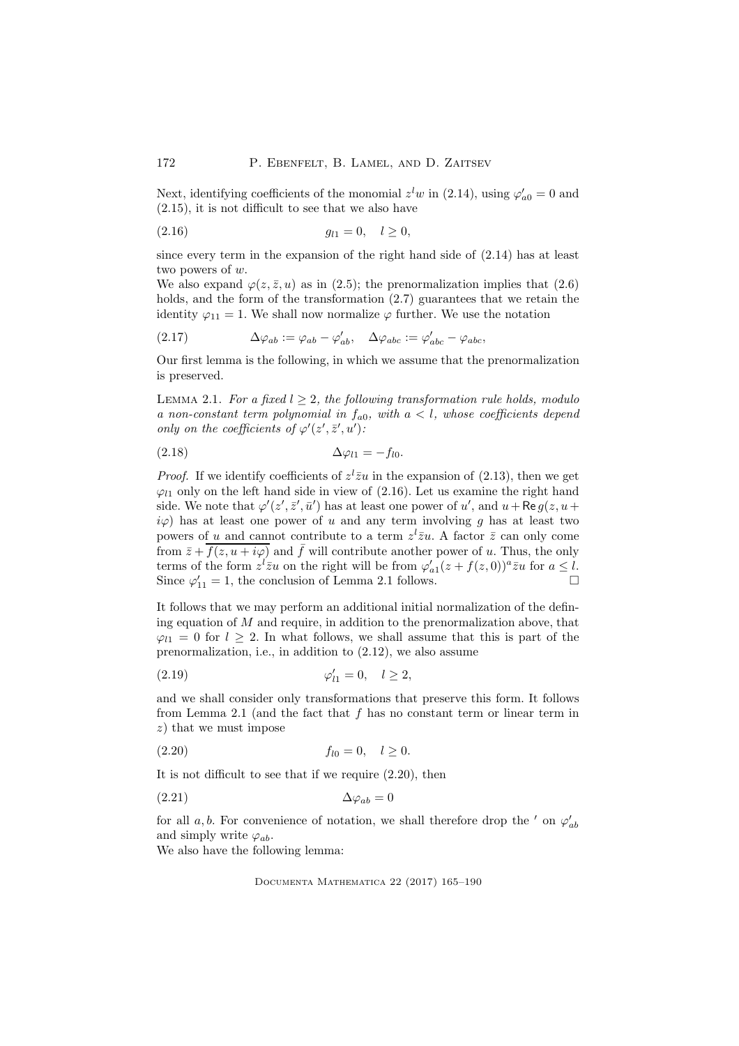Next, identifying coefficients of the monomial $z^l w$ in (2.14), using $\varphi'_{a0} = 0$ and (2.15), it is not difficult to see that we also have

$$g_{l1} = 0, \quad l \geq 0, \tag{2.16}$$

since every term in the expansion of the right hand side of (2.14) has at least two powers of $w$.

We also expand $\varphi(z, \bar{z}, u)$ as in (2.5); the prenormalization implies that (2.6) holds, and the form of the transformation (2.7) guarantees that we retain the identity $\varphi_{11} = 1$. We shall now normalize $\varphi$ further. We use the notation

$$\Delta\varphi_{ab} := \varphi_{ab} - \varphi'_{ab}, \quad \Delta\varphi_{abc} := \varphi'_{abc} - \varphi_{abc}, \tag{2.17}$$

Our first lemma is the following, in which we assume that the prenormalization is preserved.

Lemma 2.1. *For a fixed $l \geq 2$, the following transformation rule holds, modulo a non-constant term polynomial in $f_{a0}$, with $a < l$, whose coefficients depend only on the coefficients of $\varphi'(z', \bar{z}', u')$:*

$$\Delta\varphi_{l1} = -f_{l0}. \tag{2.18}$$

*Proof.* If we identify coefficients of $z^l \bar{z} u$ in the expansion of (2.13), then we get $\varphi_{l1}$ only on the left hand side in view of (2.16). Let us examine the right hand side. We note that $\varphi'(z', \bar{z}', \bar{u}')$ has at least one power of $u'$, and $u + \mathsf{Re}\, g(z, u + i\varphi)$ has at least one power of $u$ and any term involving $g$ has at least two powers of $u$ and cannot contribute to a term $z^l \bar{z} u$. A factor $\bar{z}$ can only come from $\bar{z} + \overline{f(z, u + i\varphi)}$ and $\bar{f}$ will contribute another power of $u$. Thus, the only terms of the form $z^l \bar{z} u$ on the right will be from $\varphi'_{a1}(z + f(z,0))^a \bar{z} u$ for $a \leq l$. Since $\varphi'_{11} = 1$, the conclusion of Lemma 2.1 follows. $\square$

It follows that we may perform an additional initial normalization of the defining equation of $M$ and require, in addition to the prenormalization above, that $\varphi_{l1} = 0$ for $l \geq 2$. In what follows, we shall assume that this is part of the prenormalization, i.e., in addition to (2.12), we also assume

$$\varphi'_{l1} = 0, \quad l \geq 2, \tag{2.19}$$

and we shall consider only transformations that preserve this form. It follows from Lemma 2.1 (and the fact that $f$ has no constant term or linear term in $z$) that we must impose

$$f_{l0} = 0, \quad l \geq 0. \tag{2.20}$$

It is not difficult to see that if we require (2.20), then

$$\Delta\varphi_{ab} = 0 \tag{2.21}$$

for all $a, b$. For convenience of notation, we shall therefore drop the $'$ on $\varphi'_{ab}$ and simply write $\varphi_{ab}$.

We also have the following lemma: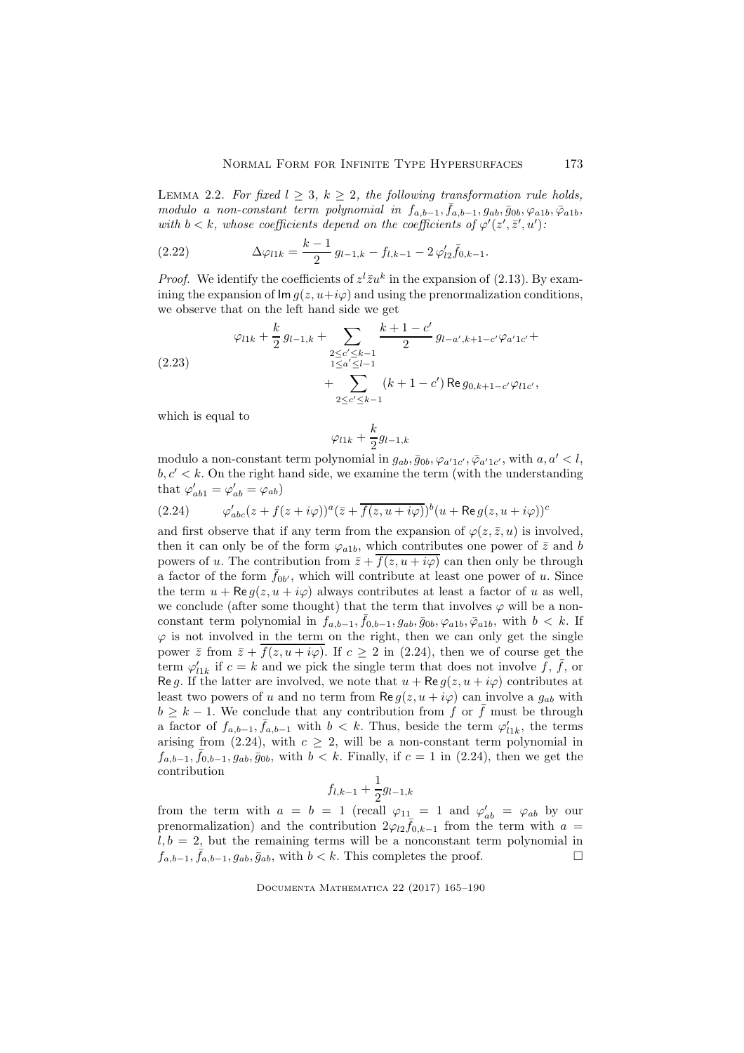**Lemma 2.2.** *For fixed $l \geq 3$, $k \geq 2$, the following transformation rule holds, modulo a non-constant term polynomial in $f_{a,b-1}, \bar{f}_{a,b-1}, g_{ab}, \bar{g}_{0b}, \varphi_{a1b}, \bar{\varphi}_{a1b}$, with $b < k$, whose coefficients depend on the coefficients of $\varphi'(z', \bar{z}', u')$:*

$$\Delta\varphi_{l1k} = \frac{k-1}{2}\, g_{l-1,k} - f_{l,k-1} - 2\,\varphi'_{l2}\bar{f}_{0,k-1}. \tag{2.22}$$

*Proof.* We identify the coefficients of $z^l\bar{z}u^k$ in the expansion of (2.13). By examining the expansion of $\mathsf{Im}\, g(z, u+i\varphi)$ and using the prenormalization conditions, we observe that on the left hand side we get

$$\varphi_{l1k} + \frac{k}{2}\, g_{l-1,k} + \sum_{\substack{2 \leq c' \leq k-1 \\ 1 \leq a' \leq l-1}} \frac{k+1-c'}{2}\, g_{l-a',k+1-c'}\varphi_{a'1c'} + \sum_{2 \leq c' \leq k-1} (k+1-c')\,\mathsf{Re}\, g_{0,k+1-c'}\varphi_{l1c'}, \tag{2.23}$$

which is equal to

$$\varphi_{l1k} + \frac{k}{2} g_{l-1,k}$$

modulo a non-constant term polynomial in $g_{ab}, \bar{g}_{0b}, \varphi_{a'1c'}, \bar{\varphi}_{a'1c'}$, with $a, a' < l$, $b, c' < k$. On the right hand side, we examine the term (with the understanding that $\varphi'_{ab1} = \varphi'_{ab} = \varphi_{ab}$)

$$\varphi'_{abc}(z + f(z+i\varphi))^a(\bar{z} + \overline{f(z, u+i\varphi)})^b(u + \mathsf{Re}\, g(z, u+i\varphi))^c \tag{2.24}$$

and first observe that if any term from the expansion of $\varphi(z, \bar{z}, u)$ is involved, then it can only be of the form $\varphi_{a1b}$, which contributes one power of $\bar{z}$ and $b$ powers of $u$. The contribution from $\bar{z} + \overline{f(z, u+i\varphi)}$ can then only be through a factor of the form $\bar{f}_{0b'}$, which will contribute at least one power of $u$. Since the term $u + \mathsf{Re}\, g(z, u+i\varphi)$ always contributes at least a factor of $u$ as well, we conclude (after some thought) that the term that involves $\varphi$ will be a non-constant term polynomial in $f_{a,b-1}, \bar{f}_{0,b-1}, g_{ab}, \bar{g}_{0b}, \varphi_{a1b}, \bar{\varphi}_{a1b}$, with $b < k$. If $\varphi$ is not involved in the term on the right, then we can only get the single power $\bar{z}$ from $\bar{z} + \overline{f(z, u+i\varphi)}$. If $c \geq 2$ in (2.24), then we of course get the term $\varphi'_{l1k}$ if $c = k$ and we pick the single term that does not involve $f$, $\bar{f}$, or $\mathsf{Re}\, g$. If the latter are involved, we note that $u + \mathsf{Re}\, g(z, u+i\varphi)$ contributes at least two powers of $u$ and no term from $\mathsf{Re}\, g(z, u+i\varphi)$ can involve a $g_{ab}$ with $b \geq k-1$. We conclude that any contribution from $f$ or $\bar{f}$ must be through a factor of $f_{a,b-1}, \bar{f}_{a,b-1}$ with $b < k$. Thus, beside the term $\varphi'_{l1k}$, the terms arising from (2.24), with $c \geq 2$, will be a non-constant term polynomial in $f_{a,b-1}, \bar{f}_{0,b-1}, g_{ab}, \bar{g}_{0b}$, with $b < k$. Finally, if $c = 1$ in (2.24), then we get the contribution

$$f_{l,k-1} + \frac{1}{2} g_{l-1,k}$$

from the term with $a = b = 1$ (recall $\varphi_{11} = 1$ and $\varphi'_{ab} = \varphi_{ab}$ by our prenormalization) and the contribution $2\varphi_{l2}\bar{f}_{0,k-1}$ from the term with $a = l, b = 2$, but the remaining terms will be a nonconstant term polynomial in $f_{a,b-1}, \bar{f}_{a,b-1}, g_{ab}, \bar{g}_{ab}$, with $b < k$. This completes the proof. $\square$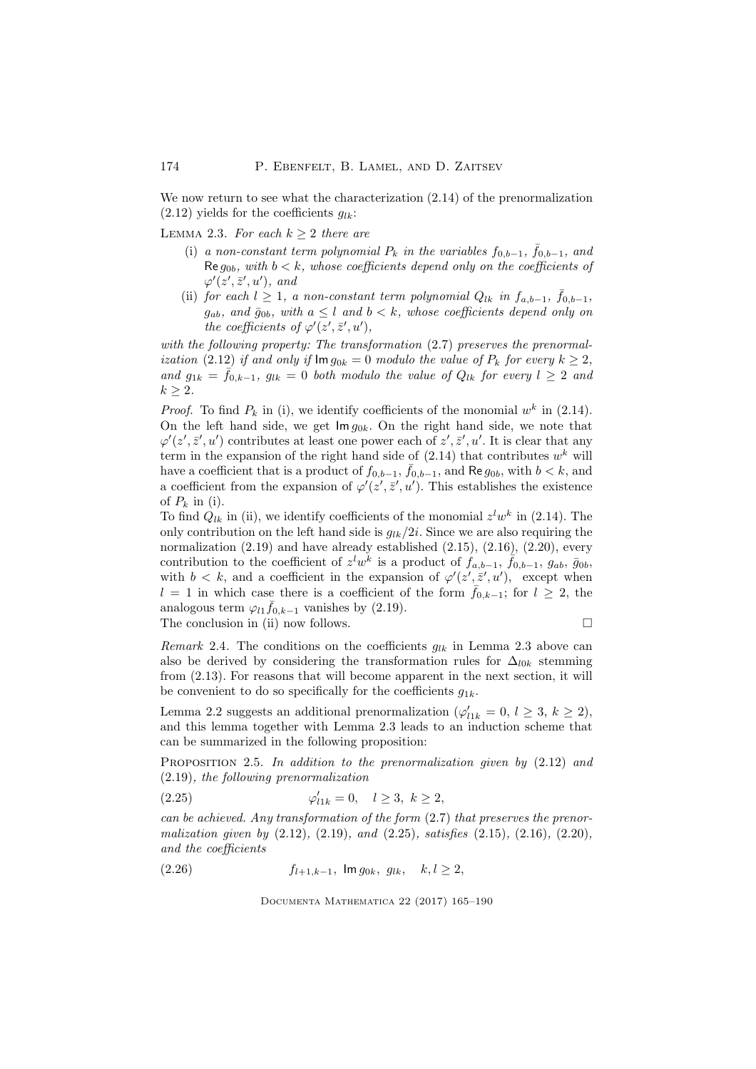We now return to see what the characterization (2.14) of the prenormalization (2.12) yields for the coefficients $g_{lk}$:

Lemma 2.3. *For each $k \geq 2$ there are*

(i) *a non-constant term polynomial $P_k$ in the variables $f_{0,b-1}$, $\bar f_{0,b-1}$, and $\operatorname{Re} g_{0b}$, with $b<k$, whose coefficients depend only on the coefficients of $\varphi'(z', \bar z', u')$, and*

(ii) *for each $l \geq 1$, a non-constant term polynomial $Q_{lk}$ in $f_{a,b-1}$, $\bar f_{0,b-1}$, $g_{ab}$, and $\bar g_{0b}$, with $a \leq l$ and $b<k$, whose coefficients depend only on the coefficients of $\varphi'(z', \bar z', u')$,*

*with the following property: The transformation (2.7) preserves the prenormalization (2.12) if and only if $\operatorname{Im} g_{0k} = 0$ modulo the value of $P_k$ for every $k \geq 2$, and $g_{1k} = \bar f_{0,k-1}$, $g_{lk} = 0$ both modulo the value of $Q_{lk}$ for every $l \geq 2$ and $k \geq 2$.*

*Proof.* To find $P_k$ in (i), we identify coefficients of the monomial $w^k$ in (2.14). On the left hand side, we get $\operatorname{Im} g_{0k}$. On the right hand side, we note that $\varphi'(z', \bar z', u')$ contributes at least one power each of $z', \bar z', u'$. It is clear that any term in the expansion of the right hand side of (2.14) that contributes $w^k$ will have a coefficient that is a product of $f_{0,b-1}$, $\bar f_{0,b-1}$, and $\operatorname{Re} g_{0b}$, with $b<k$, and a coefficient from the expansion of $\varphi'(z', \bar z', u')$. This establishes the existence of $P_k$ in (i).

To find $Q_{lk}$ in (ii), we identify coefficients of the monomial $z^l w^k$ in (2.14). The only contribution on the left hand side is $g_{lk}/2i$. Since we are also requiring the normalization (2.19) and have already established (2.15), (2.16), (2.20), every contribution to the coefficient of $z^l w^k$ is a product of $f_{a,b-1}$, $\bar f_{0,b-1}$, $g_{ab}$, $\bar g_{0b}$, with $b<k$, and a coefficient in the expansion of $\varphi'(z', \bar z', u')$, except when $l=1$ in which case there is a coefficient of the form $\bar f_{0,k-1}$; for $l \geq 2$, the analogous term $\varphi_{l1} \bar f_{0,k-1}$ vanishes by (2.19).

The conclusion in (ii) now follows. □

*Remark* 2.4. The conditions on the coefficients $g_{lk}$ in Lemma 2.3 above can also be derived by considering the transformation rules for $\Delta_{l0k}$ stemming from (2.13). For reasons that will become apparent in the next section, it will be convenient to do so specifically for the coefficients $g_{1k}$.

Lemma 2.2 suggests an additional prenormalization ($\varphi'_{l1k}=0$, $l \geq 3$, $k \geq 2$), and this lemma together with Lemma 2.3 leads to an induction scheme that can be summarized in the following proposition:

Proposition 2.5. *In addition to the prenormalization given by (2.12) and (2.19), the following prenormalization*

$$\varphi'_{l1k} = 0, \quad l \geq 3, \ k \geq 2, \tag{2.25}$$

*can be achieved. Any transformation of the form (2.7) that preserves the prenormalization given by (2.12), (2.19), and (2.25), satisfies (2.15), (2.16), (2.20), and the coefficients*

$$f_{l+1,k-1}, \ \operatorname{Im} g_{0k}, \ g_{lk}, \quad k,l \geq 2, \tag{2.26}$$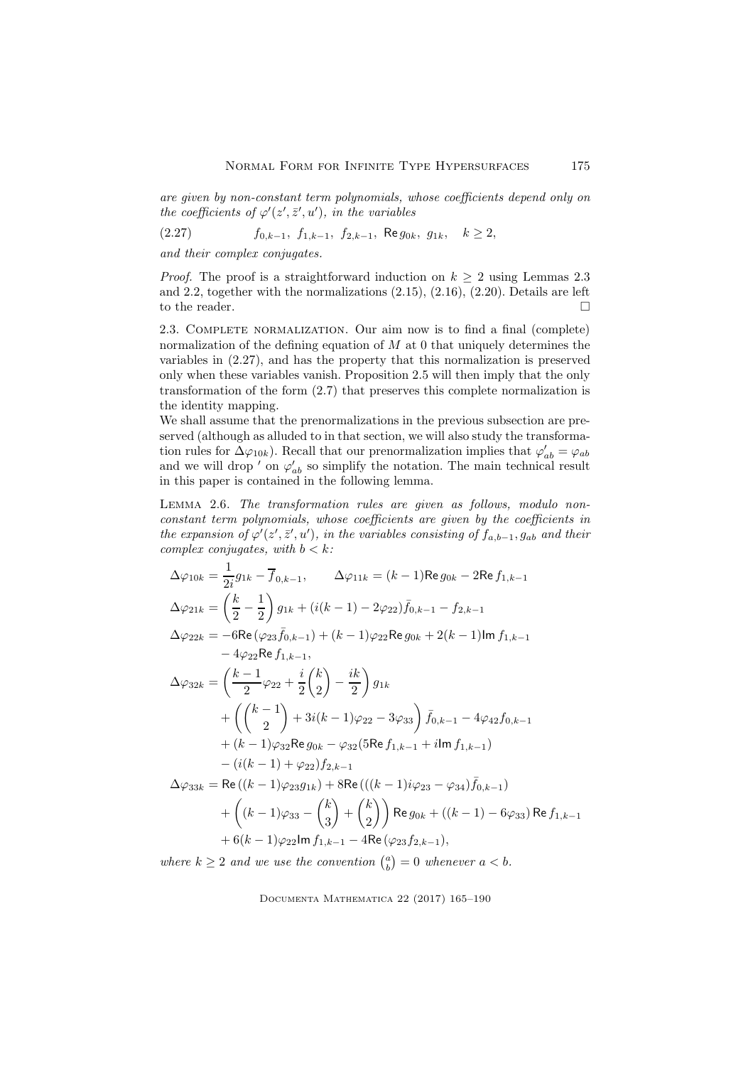*are given by non-constant term polynomials, whose coefficients depend only on the coefficients of $\varphi'(z',\bar z',u')$, in the variables*

$$f_{0,k-1},\ f_{1,k-1},\ f_{2,k-1},\ \mathsf{Re}\, g_{0k},\ g_{1k},\quad k\geq 2, \tag{2.27}$$

*and their complex conjugates.*

*Proof.* The proof is a straightforward induction on $k\geq 2$ using Lemmas 2.3 and 2.2, together with the normalizations (2.15), (2.16), (2.20). Details are left to the reader. □

2.3. Complete normalization. Our aim now is to find a final (complete) normalization of the defining equation of $M$ at 0 that uniquely determines the variables in (2.27), and has the property that this normalization is preserved only when these variables vanish. Proposition 2.5 will then imply that the only transformation of the form (2.7) that preserves this complete normalization is the identity mapping.

We shall assume that the prenormalizations in the previous subsection are preserved (although as alluded to in that section, we will also study the transformation rules for $\Delta\varphi_{10k}$). Recall that our prenormalization implies that $\varphi'_{ab}=\varphi_{ab}$ and we will drop $'$ on $\varphi'_{ab}$ so simplify the notation. The main technical result in this paper is contained in the following lemma.

Lemma 2.6. *The transformation rules are given as follows, modulo non-constant term polynomials, whose coefficients are given by the coefficients in the expansion of $\varphi'(z',\bar z',u')$, in the variables consisting of $f_{a,b-1}, g_{ab}$ and their complex conjugates, with $b<k$:*

$$\Delta\varphi_{10k}=\frac{1}{2i}g_{1k}-\overline{f}_{0,k-1},\qquad \Delta\varphi_{11k}=(k-1)\mathsf{Re}\, g_{0k}-2\mathsf{Re}\, f_{1,k-1}$$

$$\Delta\varphi_{21k}=\left(\frac{k}{2}-\frac{1}{2}\right)g_{1k}+(i(k-1)-2\varphi_{22})\bar f_{0,k-1}-f_{2,k-1}$$

$$\begin{aligned}\Delta\varphi_{22k}=&-6\mathsf{Re}\,(\varphi_{23}\bar f_{0,k-1})+(k-1)\varphi_{22}\mathsf{Re}\, g_{0k}+2(k-1)\mathsf{Im}\, f_{1,k-1}\\&-4\varphi_{22}\mathsf{Re}\, f_{1,k-1},\end{aligned}$$

$$\begin{aligned}\Delta\varphi_{32k}=&\left(\frac{k-1}{2}\varphi_{22}+\frac{i}{2}\binom{k}{2}-\frac{ik}{2}\right)g_{1k}\\&+\left(\binom{k-1}{2}+3i(k-1)\varphi_{22}-3\varphi_{33}\right)\bar f_{0,k-1}-4\varphi_{42}f_{0,k-1}\\&+(k-1)\varphi_{32}\mathsf{Re}\, g_{0k}-\varphi_{32}(5\mathsf{Re}\, f_{1,k-1}+i\mathsf{Im}\, f_{1,k-1})\\&-(i(k-1)+\varphi_{22})f_{2,k-1}\end{aligned}$$

$$\begin{aligned}\Delta\varphi_{33k}=&\,\mathsf{Re}\,((k-1)\varphi_{23}g_{1k})+8\mathsf{Re}\,(((k-1)i\varphi_{23}-\varphi_{34})\bar f_{0,k-1})\\&+\left((k-1)\varphi_{33}-\binom{k}{3}+\binom{k}{2}\right)\mathsf{Re}\, g_{0k}+((k-1)-6\varphi_{33})\,\mathsf{Re}\, f_{1,k-1}\\&+6(k-1)\varphi_{22}\mathsf{Im}\, f_{1,k-1}-4\mathsf{Re}\,(\varphi_{23}f_{2,k-1}),\end{aligned}$$

*where $k\geq 2$ and we use the convention $\binom{a}{b}=0$ whenever $a<b$.*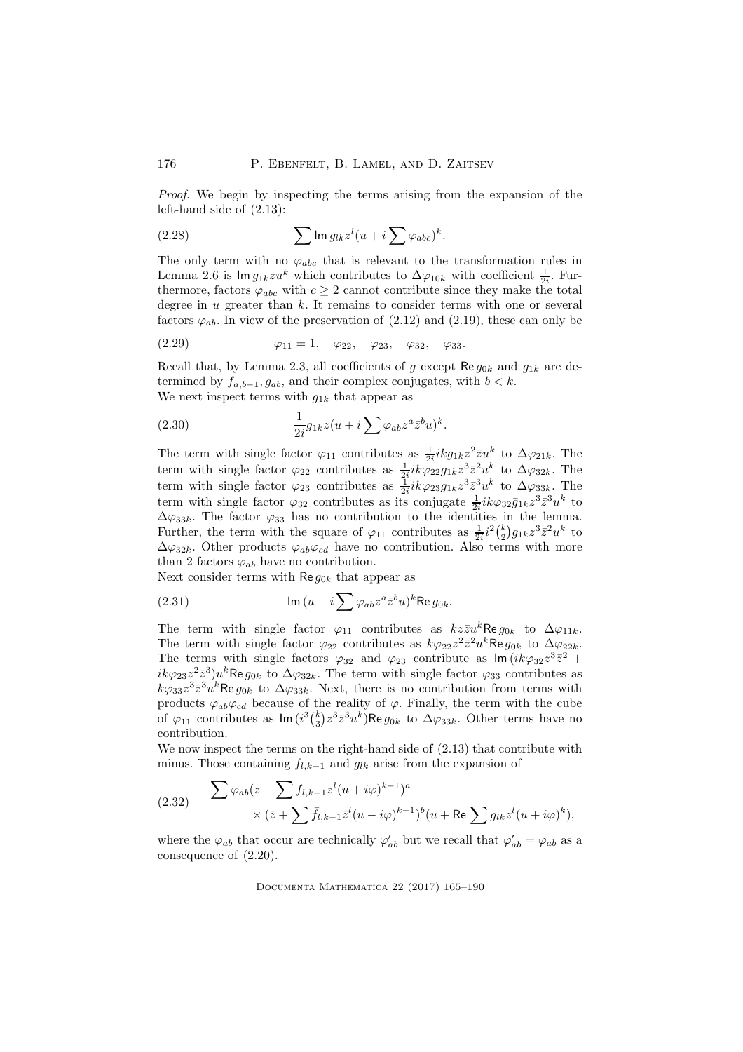*Proof.* We begin by inspecting the terms arising from the expansion of the left-hand side of (2.13):

$$\sum \operatorname{Im} g_{lk} z^l (u + i \sum \varphi_{abc})^k. \tag{2.28}$$

The only term with no $\varphi_{abc}$ that is relevant to the transformation rules in Lemma 2.6 is $\operatorname{Im} g_{1k} z u^k$ which contributes to $\Delta\varphi_{10k}$ with coefficient $\frac{1}{2i}$. Furthermore, factors $\varphi_{abc}$ with $c \geq 2$ cannot contribute since they make the total degree in $u$ greater than $k$. It remains to consider terms with one or several factors $\varphi_{ab}$. In view of the preservation of (2.12) and (2.19), these can only be

$$\varphi_{11} = 1, \quad \varphi_{22}, \quad \varphi_{23}, \quad \varphi_{32}, \quad \varphi_{33}. \tag{2.29}$$

Recall that, by Lemma 2.3, all coefficients of $g$ except $\operatorname{Re} g_{0k}$ and $g_{1k}$ are determined by $f_{a,b-1}, g_{ab}$, and their complex conjugates, with $b < k$.
We next inspect terms with $g_{1k}$ that appear as

$$\frac{1}{2i} g_{1k} z (u + i \sum \varphi_{ab} z^a \bar{z}^b u)^k. \tag{2.30}$$

The term with single factor $\varphi_{11}$ contributes as $\frac{1}{2i} i k g_{1k} z^2 \bar{z} u^k$ to $\Delta\varphi_{21k}$. The term with single factor $\varphi_{22}$ contributes as $\frac{1}{2i} i k \varphi_{22} g_{1k} z^3 \bar{z}^2 u^k$ to $\Delta\varphi_{32k}$. The term with single factor $\varphi_{23}$ contributes as $\frac{1}{2i} i k \varphi_{23} g_{1k} z^3 \bar{z}^3 u^k$ to $\Delta\varphi_{33k}$. The term with single factor $\varphi_{32}$ contributes as its conjugate $\frac{1}{2i} i k \varphi_{32} \bar{g}_{1k} z^3 \bar{z}^3 u^k$ to $\Delta\varphi_{33k}$. The factor $\varphi_{33}$ has no contribution to the identities in the lemma. Further, the term with the square of $\varphi_{11}$ contributes as $\frac{1}{2i} i^2 \binom{k}{2} g_{1k} z^3 \bar{z}^2 u^k$ to $\Delta\varphi_{32k}$. Other products $\varphi_{ab}\varphi_{cd}$ have no contribution. Also terms with more than 2 factors $\varphi_{ab}$ have no contribution.
Next consider terms with $\operatorname{Re} g_{0k}$ that appear as

$$\operatorname{Im} (u + i \sum \varphi_{ab} z^a \bar{z}^b u)^k \operatorname{Re} g_{0k}. \tag{2.31}$$

The term with single factor $\varphi_{11}$ contributes as $k z \bar{z} u^k \operatorname{Re} g_{0k}$ to $\Delta\varphi_{11k}$. The term with single factor $\varphi_{22}$ contributes as $k \varphi_{22} z^2 \bar{z}^2 u^k \operatorname{Re} g_{0k}$ to $\Delta\varphi_{22k}$. The terms with single factors $\varphi_{32}$ and $\varphi_{23}$ contribute as $\operatorname{Im} (i k \varphi_{32} z^3 \bar{z}^2 + i k \varphi_{23} z^2 \bar{z}^3) u^k \operatorname{Re} g_{0k}$ to $\Delta\varphi_{32k}$. The term with single factor $\varphi_{33}$ contributes as $k \varphi_{33} z^3 \bar{z}^3 u^k \operatorname{Re} g_{0k}$ to $\Delta\varphi_{33k}$. Next, there is no contribution from terms with products $\varphi_{ab}\varphi_{cd}$ because of the reality of $\varphi$. Finally, the term with the cube of $\varphi_{11}$ contributes as $\operatorname{Im} (i^3 \binom{k}{3} z^3 \bar{z}^3 u^k) \operatorname{Re} g_{0k}$ to $\Delta\varphi_{33k}$. Other terms have no contribution.
We now inspect the terms on the right-hand side of (2.13) that contribute with minus. Those containing $f_{l,k-1}$ and $g_{lk}$ arise from the expansion of

$$\begin{aligned} -\sum \varphi_{ab} (z + \sum f_{l,k-1} z^l (u + i\varphi)^{k-1})^a \\ \times (\bar{z} + \sum \bar{f}_{l,k-1} \bar{z}^l (u - i\varphi)^{k-1})^b (u + \operatorname{Re} \sum g_{lk} z^l (u + i\varphi)^k), \end{aligned} \tag{2.32}$$

where the $\varphi_{ab}$ that occur are technically $\varphi'_{ab}$ but we recall that $\varphi'_{ab} = \varphi_{ab}$ as a consequence of (2.20).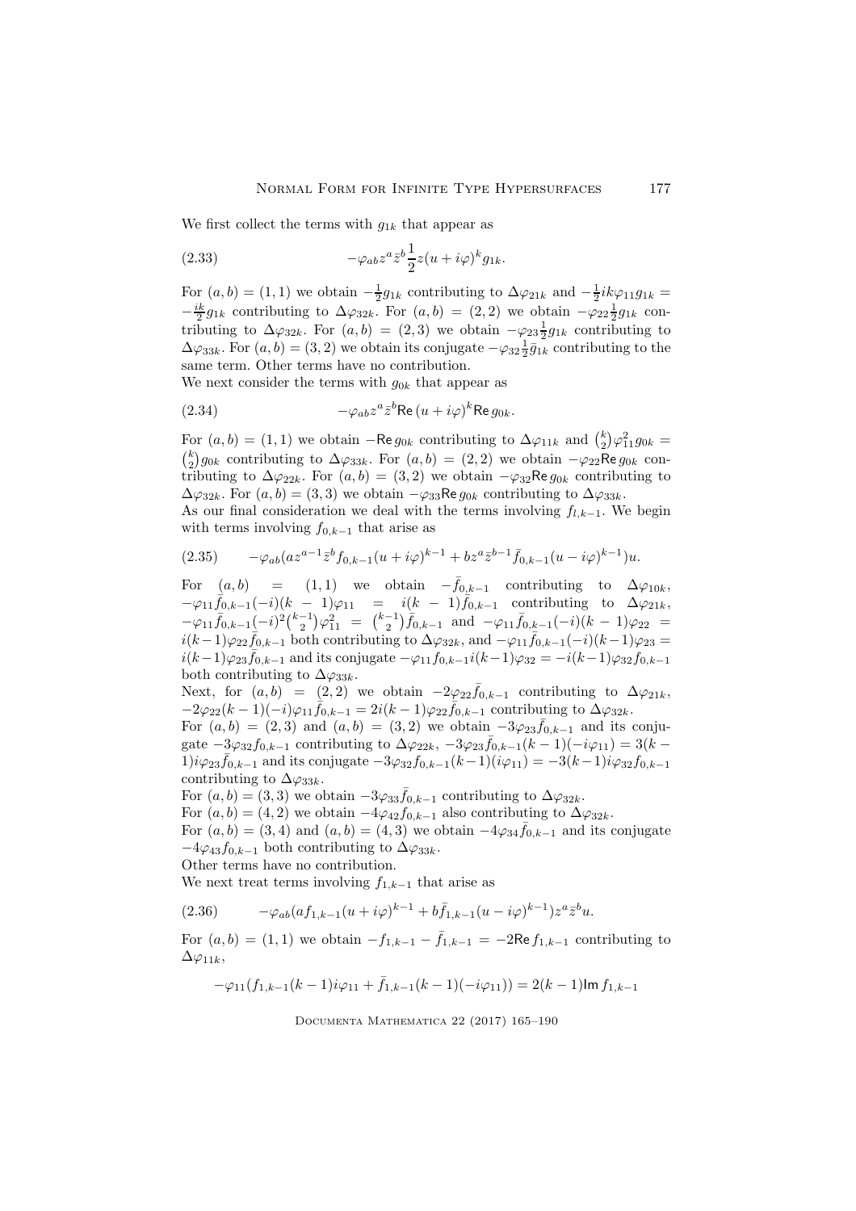We first collect the terms with $g_{1k}$ that appear as

$$-\varphi_{ab} z^a \bar{z}^b \frac{1}{2} z(u+i\varphi)^k g_{1k}. \tag{2.33}$$

For $(a,b)=(1,1)$ we obtain $-\frac{1}{2}g_{1k}$ contributing to $\Delta\varphi_{21k}$ and $-\frac{1}{2}ik\varphi_{11}g_{1k} = -\frac{ik}{2}g_{1k}$ contributing to $\Delta\varphi_{32k}$. For $(a,b)=(2,2)$ we obtain $-\varphi_{22}\frac{1}{2}g_{1k}$ contributing to $\Delta\varphi_{32k}$. For $(a,b)=(2,3)$ we obtain $-\varphi_{23}\frac{1}{2}g_{1k}$ contributing to $\Delta\varphi_{33k}$. For $(a,b)=(3,2)$ we obtain its conjugate $-\varphi_{32}\frac{1}{2}\bar{g}_{1k}$ contributing to the same term. Other terms have no contribution.

We next consider the terms with $g_{0k}$ that appear as

$$-\varphi_{ab} z^a \bar{z}^b \mathsf{Re}\,(u+i\varphi)^k \mathsf{Re}\, g_{0k}. \tag{2.34}$$

For $(a,b)=(1,1)$ we obtain $-\mathsf{Re}\, g_{0k}$ contributing to $\Delta\varphi_{11k}$ and $\binom{k}{2}\varphi_{11}^2 g_{0k} = \binom{k}{2} g_{0k}$ contributing to $\Delta\varphi_{33k}$. For $(a,b)=(2,2)$ we obtain $-\varphi_{22}\mathsf{Re}\, g_{0k}$ contributing to $\Delta\varphi_{22k}$. For $(a,b)=(3,2)$ we obtain $-\varphi_{32}\mathsf{Re}\, g_{0k}$ contributing to $\Delta\varphi_{32k}$. For $(a,b)=(3,3)$ we obtain $-\varphi_{33}\mathsf{Re}\, g_{0k}$ contributing to $\Delta\varphi_{33k}$.

As our final consideration we deal with the terms involving $f_{l,k-1}$. We begin with terms involving $f_{0,k-1}$ that arise as

$$-\varphi_{ab}(a z^{a-1}\bar{z}^b f_{0,k-1}(u+i\varphi)^{k-1} + b z^a \bar{z}^{b-1}\bar{f}_{0,k-1}(u-i\varphi)^{k-1})u. \tag{2.35}$$

For $(a,b)=(1,1)$ we obtain $-\bar{f}_{0,k-1}$ contributing to $\Delta\varphi_{10k}$, $-\varphi_{11}\bar{f}_{0,k-1}(-i)(k-1)\varphi_{11} = i(k-1)\bar{f}_{0,k-1}$ contributing to $\Delta\varphi_{21k}$, $-\varphi_{11}\bar{f}_{0,k-1}(-i)^2\binom{k-1}{2}\varphi_{11}^2 = \binom{k-1}{2}\bar{f}_{0,k-1}$ and $-\varphi_{11}\bar{f}_{0,k-1}(-i)(k-1)\varphi_{22} = i(k-1)\varphi_{22}\bar{f}_{0,k-1}$ both contributing to $\Delta\varphi_{32k}$, and $-\varphi_{11}\bar{f}_{0,k-1}(-i)(k-1)\varphi_{23} = i(k-1)\varphi_{23}\bar{f}_{0,k-1}$ and its conjugate $-\varphi_{11}f_{0,k-1}i(k-1)\varphi_{32} = -i(k-1)\varphi_{32}f_{0,k-1}$ both contributing to $\Delta\varphi_{33k}$.

Next, for $(a,b)=(2,2)$ we obtain $-2\varphi_{22}\bar{f}_{0,k-1}$ contributing to $\Delta\varphi_{21k}$, $-2\varphi_{22}(k-1)(-i)\varphi_{11}\bar{f}_{0,k-1} = 2i(k-1)\varphi_{22}\bar{f}_{0,k-1}$ contributing to $\Delta\varphi_{32k}$.

For $(a,b)=(2,3)$ and $(a,b)=(3,2)$ we obtain $-3\varphi_{23}\bar{f}_{0,k-1}$ and its conjugate $-3\varphi_{32}f_{0,k-1}$ contributing to $\Delta\varphi_{22k}$, $-3\varphi_{23}\bar{f}_{0,k-1}(k-1)(-i\varphi_{11}) = 3(k-1)i\varphi_{23}\bar{f}_{0,k-1}$ and its conjugate $-3\varphi_{32}f_{0,k-1}(k-1)(i\varphi_{11}) = -3(k-1)i\varphi_{32}f_{0,k-1}$ contributing to $\Delta\varphi_{33k}$.

For $(a,b)=(3,3)$ we obtain $-3\varphi_{33}\bar{f}_{0,k-1}$ contributing to $\Delta\varphi_{32k}$.

For $(a,b)=(4,2)$ we obtain $-4\varphi_{42}f_{0,k-1}$ also contributing to $\Delta\varphi_{32k}$.

For $(a,b)=(3,4)$ and $(a,b)=(4,3)$ we obtain $-4\varphi_{34}\bar{f}_{0,k-1}$ and its conjugate $-4\varphi_{43}f_{0,k-1}$ both contributing to $\Delta\varphi_{33k}$.

Other terms have no contribution.

We next treat terms involving $f_{1,k-1}$ that arise as

$$-\varphi_{ab}(a f_{1,k-1}(u+i\varphi)^{k-1} + b\bar{f}_{1,k-1}(u-i\varphi)^{k-1}) z^a \bar{z}^b u. \tag{2.36}$$

For $(a,b)=(1,1)$ we obtain $-f_{1,k-1} - \bar{f}_{1,k-1} = -2\mathsf{Re}\, f_{1,k-1}$ contributing to $\Delta\varphi_{11k}$,

$$-\varphi_{11}(f_{1,k-1}(k-1)i\varphi_{11} + \bar{f}_{1,k-1}(k-1)(-i\varphi_{11})) = 2(k-1)\mathsf{Im}\, f_{1,k-1}$$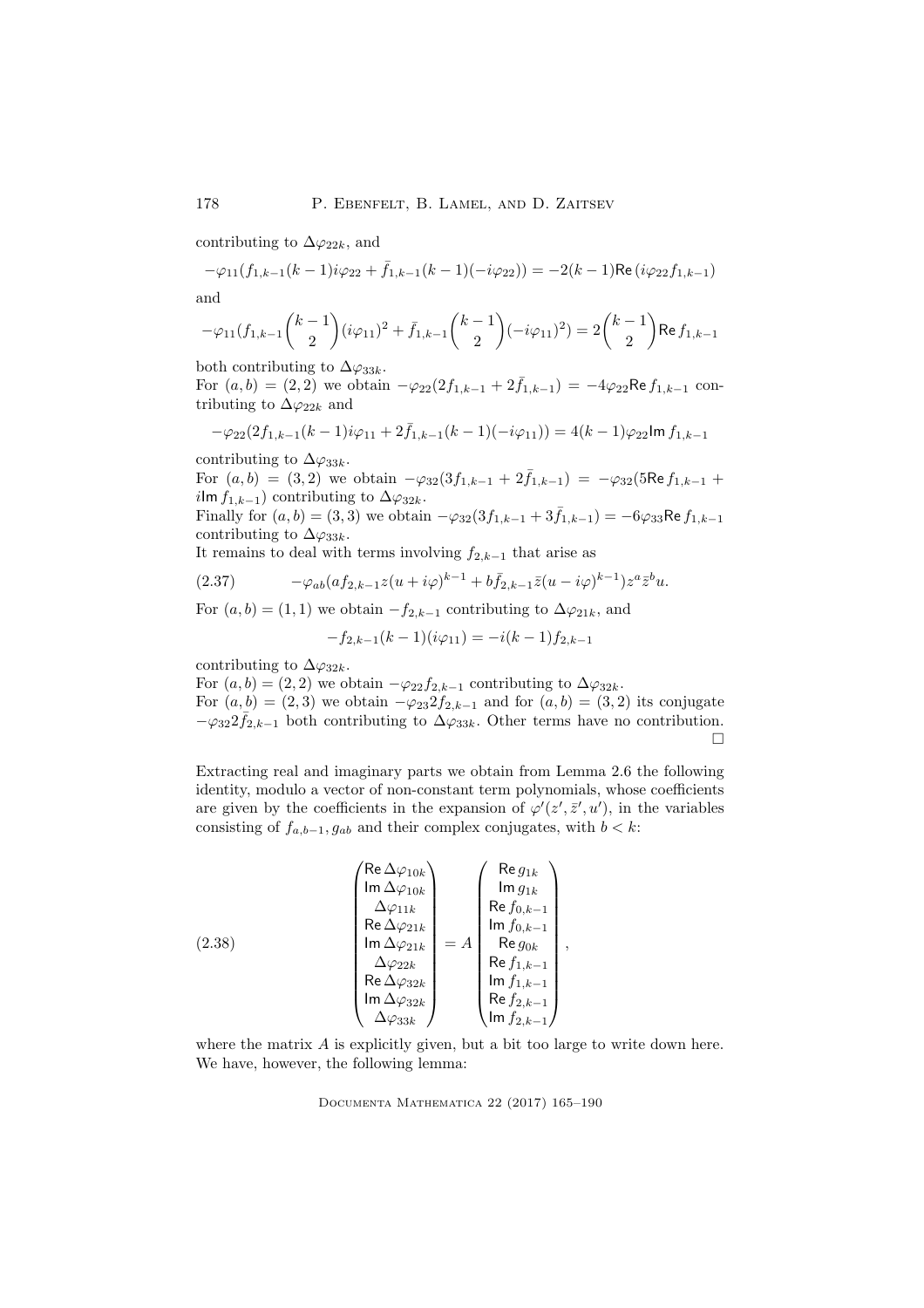contributing to $\Delta\varphi_{22k}$, and

$$-\varphi_{11}(f_{1,k-1}(k-1)i\varphi_{22} + \bar{f}_{1,k-1}(k-1)(-i\varphi_{22})) = -2(k-1)\mathsf{Re}\,(i\varphi_{22}f_{1,k-1})$$

and

$$-\varphi_{11}(f_{1,k-1}\binom{k-1}{2}(i\varphi_{11})^2 + \bar{f}_{1,k-1}\binom{k-1}{2}(-i\varphi_{11})^2) = 2\binom{k-1}{2}\mathsf{Re}\,f_{1,k-1}$$

both contributing to $\Delta\varphi_{33k}$.

For $(a,b) = (2,2)$ we obtain $-\varphi_{22}(2f_{1,k-1} + 2\bar{f}_{1,k-1}) = -4\varphi_{22}\mathsf{Re}\,f_{1,k-1}$ contributing to $\Delta\varphi_{22k}$ and

$$-\varphi_{22}(2f_{1,k-1}(k-1)i\varphi_{11} + 2\bar{f}_{1,k-1}(k-1)(-i\varphi_{11})) = 4(k-1)\varphi_{22}\mathsf{Im}\,f_{1,k-1}$$

contributing to $\Delta\varphi_{33k}$.

For $(a,b) = (3,2)$ we obtain $-\varphi_{32}(3f_{1,k-1} + 2\bar{f}_{1,k-1}) = -\varphi_{32}(5\mathsf{Re}\,f_{1,k-1} + i\mathsf{Im}\,f_{1,k-1})$ contributing to $\Delta\varphi_{32k}$.

Finally for $(a,b) = (3,3)$ we obtain $-\varphi_{32}(3f_{1,k-1} + 3\bar{f}_{1,k-1}) = -6\varphi_{33}\mathsf{Re}\,f_{1,k-1}$ contributing to $\Delta\varphi_{33k}$.

It remains to deal with terms involving $f_{2,k-1}$ that arise as

$$-\varphi_{ab}(af_{2,k-1}z(u+i\varphi)^{k-1} + b\bar{f}_{2,k-1}\bar{z}(u-i\varphi)^{k-1})z^a\bar{z}^b u. \tag{2.37}$$

For $(a,b) = (1,1)$ we obtain $-f_{2,k-1}$ contributing to $\Delta\varphi_{21k}$, and

$$-f_{2,k-1}(k-1)(i\varphi_{11}) = -i(k-1)f_{2,k-1}$$

contributing to $\Delta\varphi_{32k}$.

For $(a,b) = (2,2)$ we obtain $-\varphi_{22}f_{2,k-1}$ contributing to $\Delta\varphi_{32k}$.

For $(a,b) = (2,3)$ we obtain $-\varphi_{23}2f_{2,k-1}$ and for $(a,b) = (3,2)$ its conjugate $-\varphi_{32}2\bar{f}_{2,k-1}$ both contributing to $\Delta\varphi_{33k}$. Other terms have no contribution. □

Extracting real and imaginary parts we obtain from Lemma 2.6 the following identity, modulo a vector of non-constant term polynomials, whose coefficients are given by the coefficients in the expansion of $\varphi'(z',\bar{z}',u')$, in the variables consisting of $f_{a,b-1}, g_{ab}$ and their complex conjugates, with $b < k$:

$$\begin{pmatrix} \mathsf{Re}\,\Delta\varphi_{10k} \\ \mathsf{Im}\,\Delta\varphi_{10k} \\ \Delta\varphi_{11k} \\ \mathsf{Re}\,\Delta\varphi_{21k} \\ \mathsf{Im}\,\Delta\varphi_{21k} \\ \Delta\varphi_{22k} \\ \mathsf{Re}\,\Delta\varphi_{32k} \\ \mathsf{Im}\,\Delta\varphi_{32k} \\ \Delta\varphi_{33k} \end{pmatrix} = A \begin{pmatrix} \mathsf{Re}\,g_{1k} \\ \mathsf{Im}\,g_{1k} \\ \mathsf{Re}\,f_{0,k-1} \\ \mathsf{Im}\,f_{0,k-1} \\ \mathsf{Re}\,g_{0k} \\ \mathsf{Re}\,f_{1,k-1} \\ \mathsf{Im}\,f_{1,k-1} \\ \mathsf{Re}\,f_{2,k-1} \\ \mathsf{Im}\,f_{2,k-1} \end{pmatrix}, \tag{2.38}$$

where the matrix $A$ is explicitly given, but a bit too large to write down here. We have, however, the following lemma: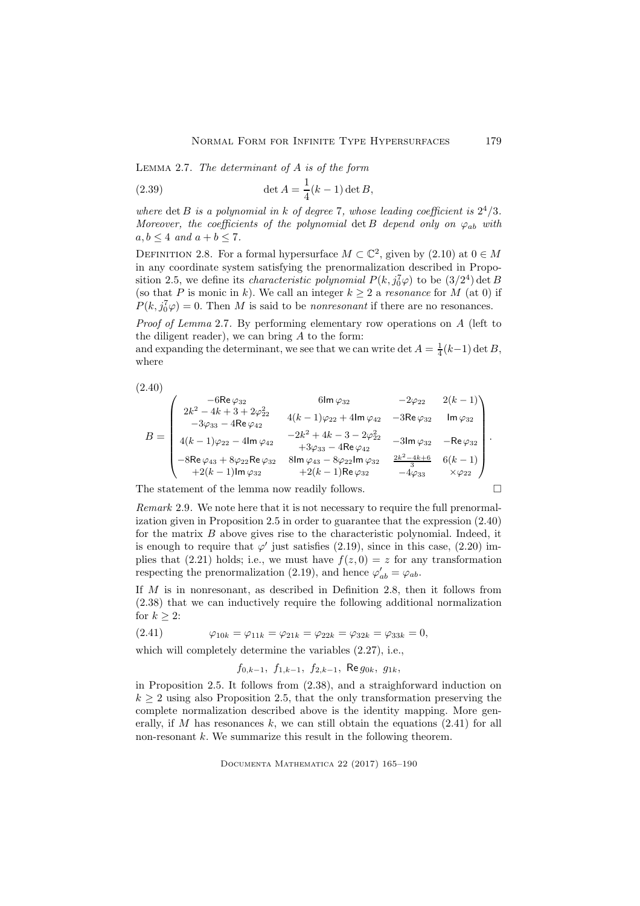Lemma 2.7. *The determinant of $A$ is of the form*

$$\det A = \frac{1}{4}(k-1)\det B, \tag{2.39}$$

*where $\det B$ is a polynomial in $k$ of degree 7, whose leading coefficient is $2^4/3$. Moreover, the coefficients of the polynomial $\det B$ depend only on $\varphi_{ab}$ with $a, b \leq 4$ and $a + b \leq 7$.*

Definition 2.8. For a formal hypersurface $M \subset \mathbb{C}^2$, given by (2.10) at $0 \in M$ in any coordinate system satisfying the prenormalization described in Proposition 2.5, we define its *characteristic polynomial* $P(k, j_0^7\varphi)$ to be $(3/2^4)\det B$ (so that $P$ is monic in $k$). We call an integer $k \geq 2$ a *resonance* for $M$ (at 0) if $P(k, j_0^7\varphi) = 0$. Then $M$ is said to be *nonresonant* if there are no resonances.

*Proof of Lemma* 2.7. By performing elementary row operations on $A$ (left to the diligent reader), we can bring $A$ to the form:
and expanding the determinant, we see that we can write $\det A = \frac{1}{4}(k-1)\det B$, where

$$B = \begin{pmatrix} -6\mathsf{Re}\,\varphi_{32} & 6\mathsf{Im}\,\varphi_{32} & -2\varphi_{22} & 2(k-1) \\ \begin{array}{c}2k^2-4k+3+2\varphi_{22}^2 \\ -3\varphi_{33} - 4\mathsf{Re}\,\varphi_{42}\end{array} & 4(k-1)\varphi_{22} + 4\mathsf{Im}\,\varphi_{42} & -3\mathsf{Re}\,\varphi_{32} & \mathsf{Im}\,\varphi_{32} \\ 4(k-1)\varphi_{22} - 4\mathsf{Im}\,\varphi_{42} & \begin{array}{c}-2k^2+4k-3-2\varphi_{22}^2 \\ +3\varphi_{33} - 4\mathsf{Re}\,\varphi_{42}\end{array} & -3\mathsf{Im}\,\varphi_{32} & -\mathsf{Re}\,\varphi_{32} \\ \begin{array}{c}-8\mathsf{Re}\,\varphi_{43} + 8\varphi_{22}\mathsf{Re}\,\varphi_{32} \\ +2(k-1)\mathsf{Im}\,\varphi_{32}\end{array} & \begin{array}{c}8\mathsf{Im}\,\varphi_{43} - 8\varphi_{22}\mathsf{Im}\,\varphi_{32} \\ +2(k-1)\mathsf{Re}\,\varphi_{32}\end{array} & \begin{array}{c}\frac{2k^2-4k+6}{3} \\ -4\varphi_{33}\end{array} & \begin{array}{c}6(k-1) \\ \times\varphi_{22}\end{array} \end{pmatrix}. \tag{2.40}$$

The statement of the lemma now readily follows. $\square$

*Remark* 2.9. We note here that it is not necessary to require the full prenormalization given in Proposition 2.5 in order to guarantee that the expression (2.40) for the matrix $B$ above gives rise to the characteristic polynomial. Indeed, it is enough to require that $\varphi'$ just satisfies (2.19), since in this case, (2.20) implies that (2.21) holds; i.e., we must have $f(z, 0) = z$ for any transformation respecting the prenormalization (2.19), and hence $\varphi'_{ab} = \varphi_{ab}$.

If $M$ is in nonresonant, as described in Definition 2.8, then it follows from (2.38) that we can inductively require the following additional normalization for $k \geq 2$:

$$\varphi_{10k} = \varphi_{11k} = \varphi_{21k} = \varphi_{22k} = \varphi_{32k} = \varphi_{33k} = 0, \tag{2.41}$$

which will completely determine the variables (2.27), i.e.,

$$f_{0,k-1},\ f_{1,k-1},\ f_{2,k-1},\ \mathsf{Re}\,g_{0k},\ g_{1k},$$

in Proposition 2.5. It follows from (2.38), and a straighforward induction on $k \geq 2$ using also Proposition 2.5, that the only transformation preserving the complete normalization described above is the identity mapping. More generally, if $M$ has resonances $k$, we can still obtain the equations (2.41) for all non-resonant $k$. We summarize this result in the following theorem.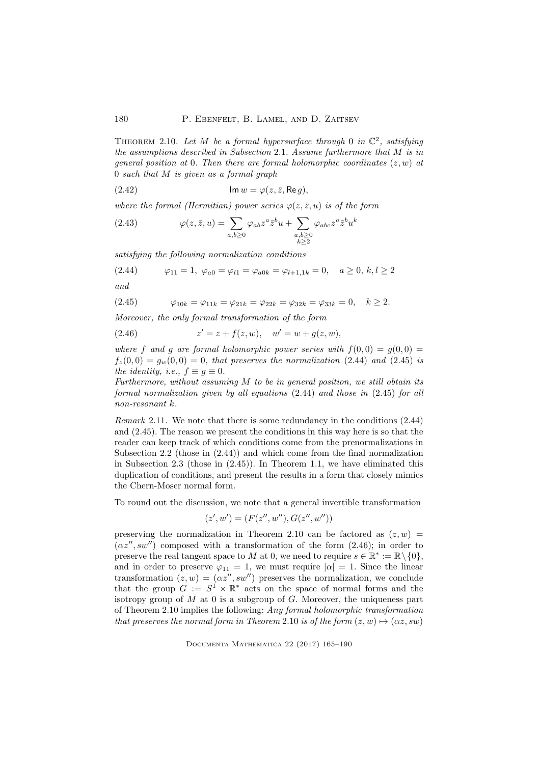THEOREM 2.10. *Let $M$ be a formal hypersurface through $0$ in $\mathbb{C}^2$, satisfying the assumptions described in Subsection 2.1. Assume furthermore that $M$ is in general position at $0$. Then there are formal holomorphic coordinates $(z, w)$ at $0$ such that $M$ is given as a formal graph*

$$\operatorname{Im} w = \varphi(z, \bar{z}, \operatorname{Re} g), \tag{2.42}$$

*where the formal (Hermitian) power series $\varphi(z, \bar{z}, u)$ is of the form*

$$\varphi(z, \bar{z}, u) = \sum_{a,b \geq 0} \varphi_{ab} z^a \bar{z}^b u + \sum_{\substack{a,b \geq 0 \\ k \geq 2}} \varphi_{abc} z^a \bar{z}^b u^k \tag{2.43}$$

*satisfying the following normalization conditions*

$$\varphi_{11} = 1, \ \varphi_{a0} = \varphi_{l1} = \varphi_{a0k} = \varphi_{l+1,1k} = 0, \quad a \geq 0, \, k, l \geq 2 \tag{2.44}$$

*and*

$$\varphi_{10k} = \varphi_{11k} = \varphi_{21k} = \varphi_{22k} = \varphi_{32k} = \varphi_{33k} = 0, \quad k \geq 2. \tag{2.45}$$

*Moreover, the only formal transformation of the form*

$$z' = z + f(z, w), \quad w' = w + g(z, w), \tag{2.46}$$

*where $f$ and $g$ are formal holomorphic power series with $f(0,0) = g(0,0) = f_z(0,0) = g_w(0,0) = 0$, that preserves the normalization (2.44) and (2.45) is the identity, i.e., $f \equiv g \equiv 0$.*

*Furthermore, without assuming $M$ to be in general position, we still obtain its formal normalization given by all equations (2.44) and those in (2.45) for all non-resonant $k$.*

*Remark* 2.11. We note that there is some redundancy in the conditions (2.44) and (2.45). The reason we present the conditions in this way here is so that the reader can keep track of which conditions come from the prenormalizations in Subsection 2.2 (those in (2.44)) and which come from the final normalization in Subsection 2.3 (those in (2.45)). In Theorem 1.1, we have eliminated this duplication of conditions, and present the results in a form that closely mimics the Chern-Moser normal form.

To round out the discussion, we note that a general invertible transformation

$$(z', w') = (F(z'', w''), G(z'', w''))$$

preserving the normalization in Theorem 2.10 can be factored as $(z, w) = (\alpha z'', s w'')$ composed with a transformation of the form (2.46); in order to preserve the real tangent space to $M$ at 0, we need to require $s \in \mathbb{R}^* := \mathbb{R} \setminus \{0\}$, and in order to preserve $\varphi_{11} = 1$, we must require $|\alpha| = 1$. Since the linear transformation $(z, w) = (\alpha z'', s w'')$ preserves the normalization, we conclude that the group $G := S^1 \times \mathbb{R}^*$ acts on the space of normal forms and the isotropy group of $M$ at 0 is a subgroup of $G$. Moreover, the uniqueness part of Theorem 2.10 implies the following: *Any formal holomorphic transformation that preserves the normal form in Theorem 2.10 is of the form $(z, w) \mapsto (\alpha z, s w)$*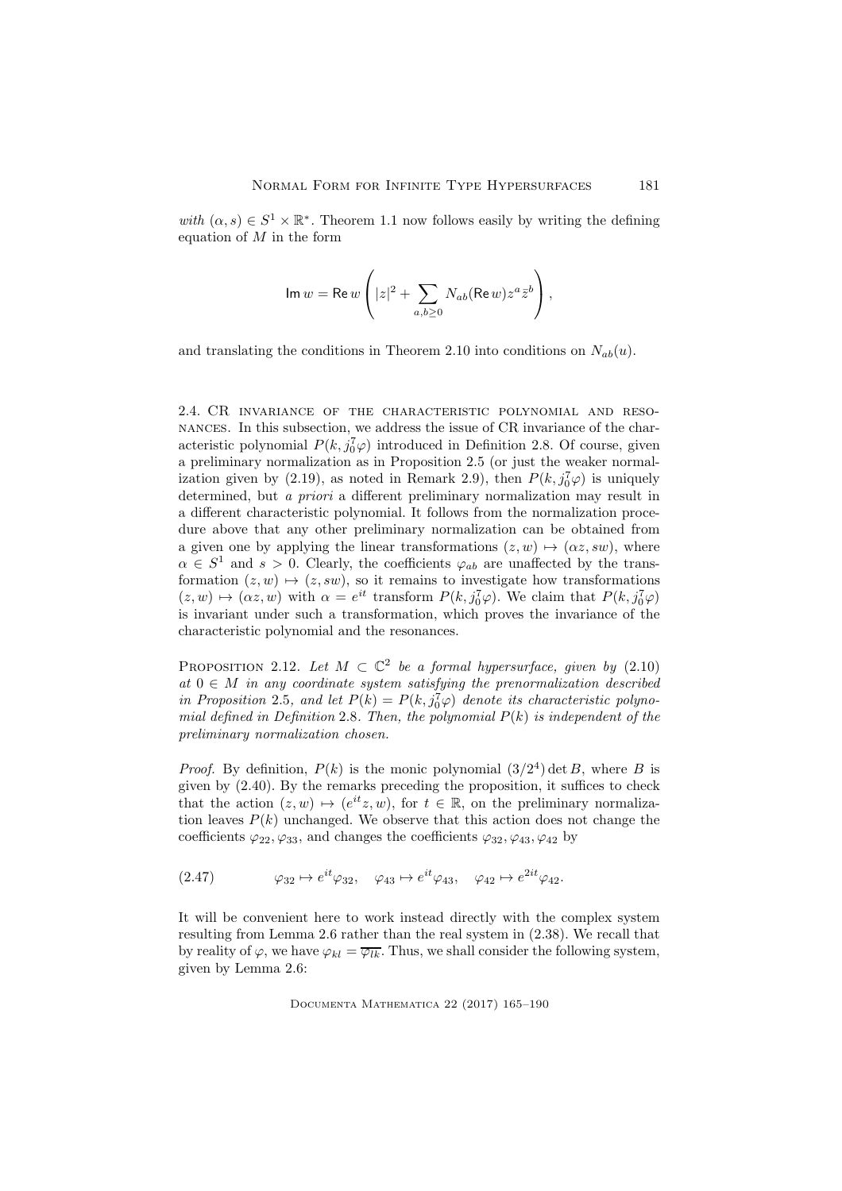*with* $(\alpha, s) \in S^1 \times \mathbb{R}^*$. Theorem 1.1 now follows easily by writing the defining equation of $M$ in the form

$$\mathsf{Im}\, w = \mathsf{Re}\, w \left( |z|^2 + \sum_{a,b \geq 0} N_{ab}(\mathsf{Re}\, w) z^a \bar{z}^b \right),$$

and translating the conditions in Theorem 2.10 into conditions on $N_{ab}(u)$.

## 2.4. CR invariance of the characteristic polynomial and resonances.

In this subsection, we address the issue of CR invariance of the characteristic polynomial $P(k, j_0^7 \varphi)$ introduced in Definition 2.8. Of course, given a preliminary normalization as in Proposition 2.5 (or just the weaker normalization given by (2.19), as noted in Remark 2.9), then $P(k, j_0^7 \varphi)$ is uniquely determined, but *a priori* a different preliminary normalization may result in a different characteristic polynomial. It follows from the normalization procedure above that any other preliminary normalization can be obtained from a given one by applying the linear transformations $(z, w) \mapsto (\alpha z, sw)$, where $\alpha \in S^1$ and $s > 0$. Clearly, the coefficients $\varphi_{ab}$ are unaffected by the transformation $(z, w) \mapsto (z, sw)$, so it remains to investigate how transformations $(z, w) \mapsto (\alpha z, w)$ with $\alpha = e^{it}$ transform $P(k, j_0^7 \varphi)$. We claim that $P(k, j_0^7 \varphi)$ is invariant under such a transformation, which proves the invariance of the characteristic polynomial and the resonances.

Proposition 2.12. *Let $M \subset \mathbb{C}^2$ be a formal hypersurface, given by* (2.10) *at $0 \in M$ in any coordinate system satisfying the prenormalization described in Proposition* 2.5*, and let $P(k) = P(k, j_0^7 \varphi)$ denote its characteristic polynomial defined in Definition* 2.8*. Then, the polynomial $P(k)$ is independent of the preliminary normalization chosen.*

*Proof.* By definition, $P(k)$ is the monic polynomial $(3/2^4) \det B$, where $B$ is given by (2.40). By the remarks preceding the proposition, it suffices to check that the action $(z, w) \mapsto (e^{it} z, w)$, for $t \in \mathbb{R}$, on the preliminary normalization leaves $P(k)$ unchanged. We observe that this action does not change the coefficients $\varphi_{22}, \varphi_{33}$, and changes the coefficients $\varphi_{32}, \varphi_{43}, \varphi_{42}$ by

$$\varphi_{32} \mapsto e^{it} \varphi_{32}, \quad \varphi_{43} \mapsto e^{it} \varphi_{43}, \quad \varphi_{42} \mapsto e^{2it} \varphi_{42}. \tag{2.47}$$

It will be convenient here to work instead directly with the complex system resulting from Lemma 2.6 rather than the real system in (2.38). We recall that by reality of $\varphi$, we have $\varphi_{kl} = \overline{\varphi_{lk}}$. Thus, we shall consider the following system, given by Lemma 2.6: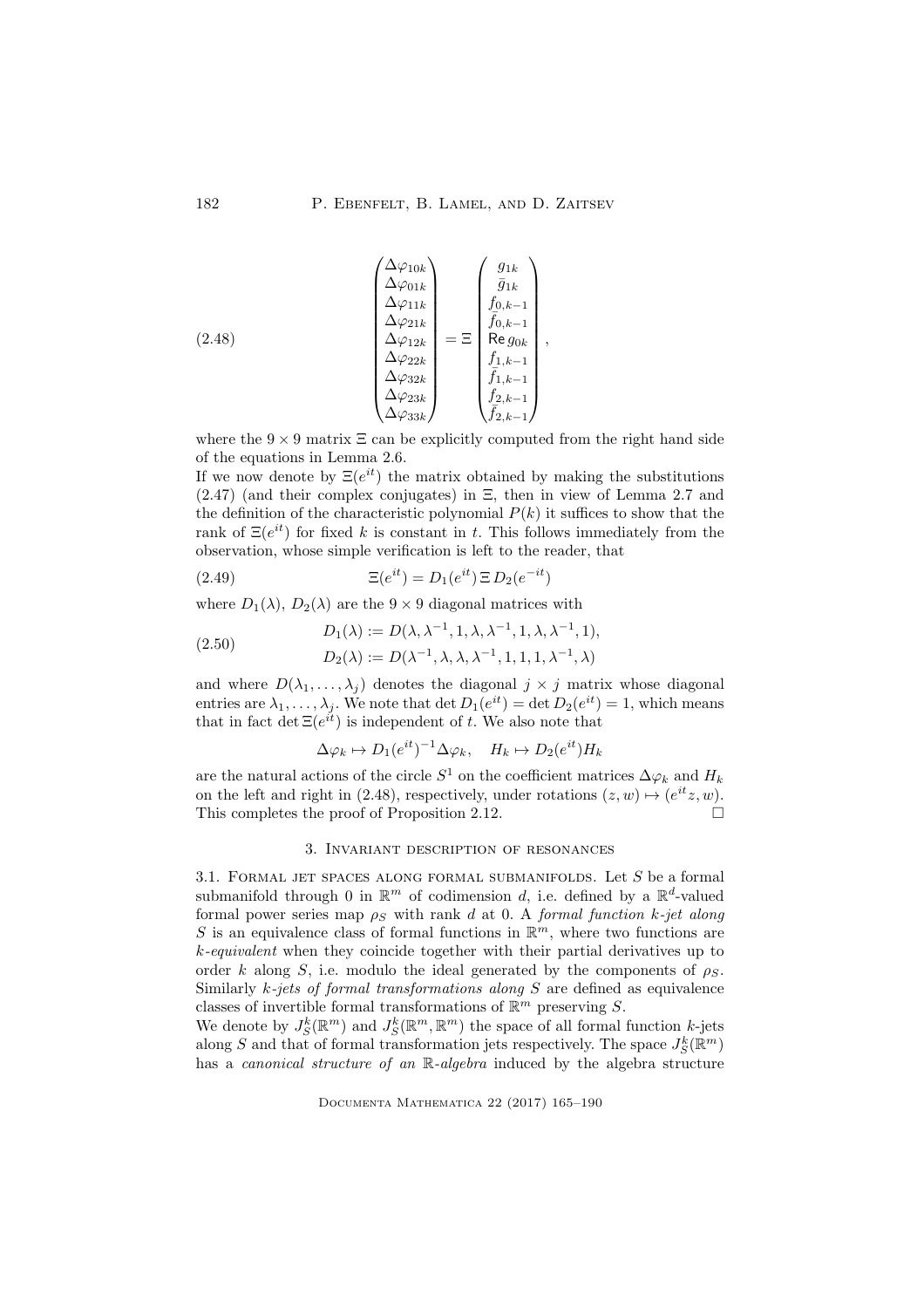$$
\begin{pmatrix} \Delta\varphi_{10k} \\ \Delta\varphi_{01k} \\ \Delta\varphi_{11k} \\ \Delta\varphi_{21k} \\ \Delta\varphi_{12k} \\ \Delta\varphi_{22k} \\ \Delta\varphi_{32k} \\ \Delta\varphi_{23k} \\ \Delta\varphi_{33k} \end{pmatrix} = \Xi \begin{pmatrix} g_{1k} \\ \bar{g}_{1k} \\ f_{0,k-1} \\ \bar{f}_{0,k-1} \\ \mathsf{Re}\, g_{0k} \\ f_{1,k-1} \\ \bar{f}_{1,k-1} \\ f_{2,k-1} \\ \bar{f}_{2,k-1} \end{pmatrix}, \tag{2.48}
$$

where the $9 \times 9$ matrix $\Xi$ can be explicitly computed from the right hand side of the equations in Lemma 2.6.

If we now denote by $\Xi(e^{it})$ the matrix obtained by making the substitutions (2.47) (and their complex conjugates) in $\Xi$, then in view of Lemma 2.7 and the definition of the characteristic polynomial $P(k)$ it suffices to show that the rank of $\Xi(e^{it})$ for fixed $k$ is constant in $t$. This follows immediately from the observation, whose simple verification is left to the reader, that

$$
\Xi(e^{it}) = D_1(e^{it})\, \Xi\, D_2(e^{-it}) \tag{2.49}
$$

where $D_1(\lambda)$, $D_2(\lambda)$ are the $9 \times 9$ diagonal matrices with

$$
\begin{aligned}
D_1(\lambda) &:= D(\lambda, \lambda^{-1}, 1, \lambda, \lambda^{-1}, 1, \lambda, \lambda^{-1}, 1), \\
D_2(\lambda) &:= D(\lambda^{-1}, \lambda, \lambda, \lambda^{-1}, 1, 1, 1, \lambda^{-1}, \lambda)
\end{aligned} \tag{2.50}
$$

and where $D(\lambda_1, \ldots, \lambda_j)$ denotes the diagonal $j \times j$ matrix whose diagonal entries are $\lambda_1, \ldots, \lambda_j$. We note that $\det D_1(e^{it}) = \det D_2(e^{it}) = 1$, which means that in fact $\det \Xi(e^{it})$ is independent of $t$. We also note that

$$
\Delta\varphi_k \mapsto D_1(e^{it})^{-1} \Delta\varphi_k, \quad H_k \mapsto D_2(e^{it}) H_k
$$

are the natural actions of the circle $S^1$ on the coefficient matrices $\Delta\varphi_k$ and $H_k$ on the left and right in (2.48), respectively, under rotations $(z, w) \mapsto (e^{it}z, w)$. This completes the proof of Proposition 2.12. $\square$

## 3. Invariant description of resonances

**3.1. Formal jet spaces along formal submanifolds.** Let $S$ be a formal submanifold through 0 in $\mathbb{R}^m$ of codimension $d$, i.e. defined by a $\mathbb{R}^d$-valued formal power series map $\rho_S$ with rank $d$ at 0. A *formal function $k$-jet along $S$* is an equivalence class of formal functions in $\mathbb{R}^m$, where two functions are *$k$-equivalent* when they coincide together with their partial derivatives up to order $k$ along $S$, i.e. modulo the ideal generated by the components of $\rho_S$. Similarly *$k$-jets of formal transformations along $S$* are defined as equivalence classes of invertible formal transformations of $\mathbb{R}^m$ preserving $S$.

We denote by $J^k_S(\mathbb{R}^m)$ and $J^k_S(\mathbb{R}^m, \mathbb{R}^m)$ the space of all formal function $k$-jets along $S$ and that of formal transformation jets respectively. The space $J^k_S(\mathbb{R}^m)$ has a *canonical structure of an $\mathbb{R}$-algebra* induced by the algebra structure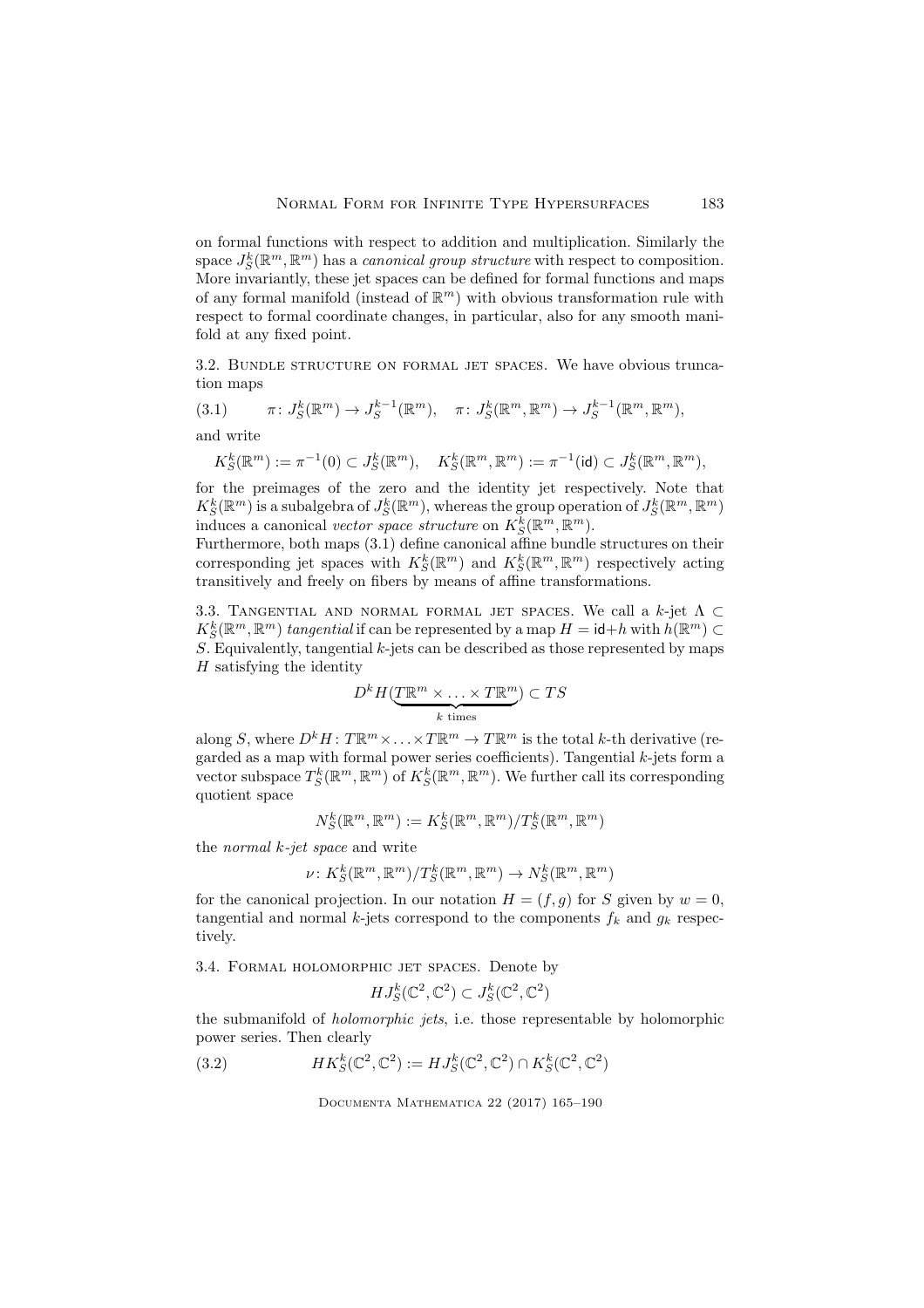on formal functions with respect to addition and multiplication. Similarly the space $J^k_S(\mathbb{R}^m, \mathbb{R}^m)$ has a *canonical group structure* with respect to composition. More invariantly, these jet spaces can be defined for formal functions and maps of any formal manifold (instead of $\mathbb{R}^m$) with obvious transformation rule with respect to formal coordinate changes, in particular, also for any smooth manifold at any fixed point.

3.2. Bundle structure on formal jet spaces. We have obvious truncation maps

$$\pi\colon J^k_S(\mathbb{R}^m) \to J^{k-1}_S(\mathbb{R}^m), \quad \pi\colon J^k_S(\mathbb{R}^m, \mathbb{R}^m) \to J^{k-1}_S(\mathbb{R}^m, \mathbb{R}^m), \tag{3.1}$$

and write

$$K^k_S(\mathbb{R}^m) := \pi^{-1}(0) \subset J^k_S(\mathbb{R}^m), \quad K^k_S(\mathbb{R}^m, \mathbb{R}^m) := \pi^{-1}(\mathsf{id}) \subset J^k_S(\mathbb{R}^m, \mathbb{R}^m),$$

for the preimages of the zero and the identity jet respectively. Note that $K^k_S(\mathbb{R}^m)$ is a subalgebra of $J^k_S(\mathbb{R}^m)$, whereas the group operation of $J^k_S(\mathbb{R}^m, \mathbb{R}^m)$ induces a canonical *vector space structure* on $K^k_S(\mathbb{R}^m, \mathbb{R}^m)$.

Furthermore, both maps (3.1) define canonical affine bundle structures on their corresponding jet spaces with $K^k_S(\mathbb{R}^m)$ and $K^k_S(\mathbb{R}^m, \mathbb{R}^m)$ respectively acting transitively and freely on fibers by means of affine transformations.

3.3. Tangential and normal formal jet spaces. We call a $k$-jet $\Lambda \subset K^k_S(\mathbb{R}^m, \mathbb{R}^m)$ *tangential* if can be represented by a map $H = \mathsf{id}+h$ with $h(\mathbb{R}^m) \subset S$. Equivalently, tangential $k$-jets can be described as those represented by maps $H$ satisfying the identity

$$D^k H(\underbrace{T\mathbb{R}^m \times \ldots \times T\mathbb{R}^m}_{k \text{ times}}) \subset TS$$

along $S$, where $D^k H\colon T\mathbb{R}^m \times \ldots \times T\mathbb{R}^m \to T\mathbb{R}^m$ is the total $k$-th derivative (regarded as a map with formal power series coefficients). Tangential $k$-jets form a vector subspace $T^k_S(\mathbb{R}^m, \mathbb{R}^m)$ of $K^k_S(\mathbb{R}^m, \mathbb{R}^m)$. We further call its corresponding quotient space

$$N^k_S(\mathbb{R}^m, \mathbb{R}^m) := K^k_S(\mathbb{R}^m, \mathbb{R}^m)/T^k_S(\mathbb{R}^m, \mathbb{R}^m)$$

the *normal $k$-jet space* and write

$$\nu\colon K^k_S(\mathbb{R}^m, \mathbb{R}^m)/T^k_S(\mathbb{R}^m, \mathbb{R}^m) \to N^k_S(\mathbb{R}^m, \mathbb{R}^m)$$

for the canonical projection. In our notation $H = (f, g)$ for $S$ given by $w = 0$, tangential and normal $k$-jets correspond to the components $f_k$ and $g_k$ respectively.

3.4. Formal holomorphic jet spaces. Denote by

$$HJ^k_S(\mathbb{C}^2, \mathbb{C}^2) \subset J^k_S(\mathbb{C}^2, \mathbb{C}^2)$$

the submanifold of *holomorphic jets*, i.e. those representable by holomorphic power series. Then clearly

$$HK^k_S(\mathbb{C}^2, \mathbb{C}^2) := HJ^k_S(\mathbb{C}^2, \mathbb{C}^2) \cap K^k_S(\mathbb{C}^2, \mathbb{C}^2) \tag{3.2}$$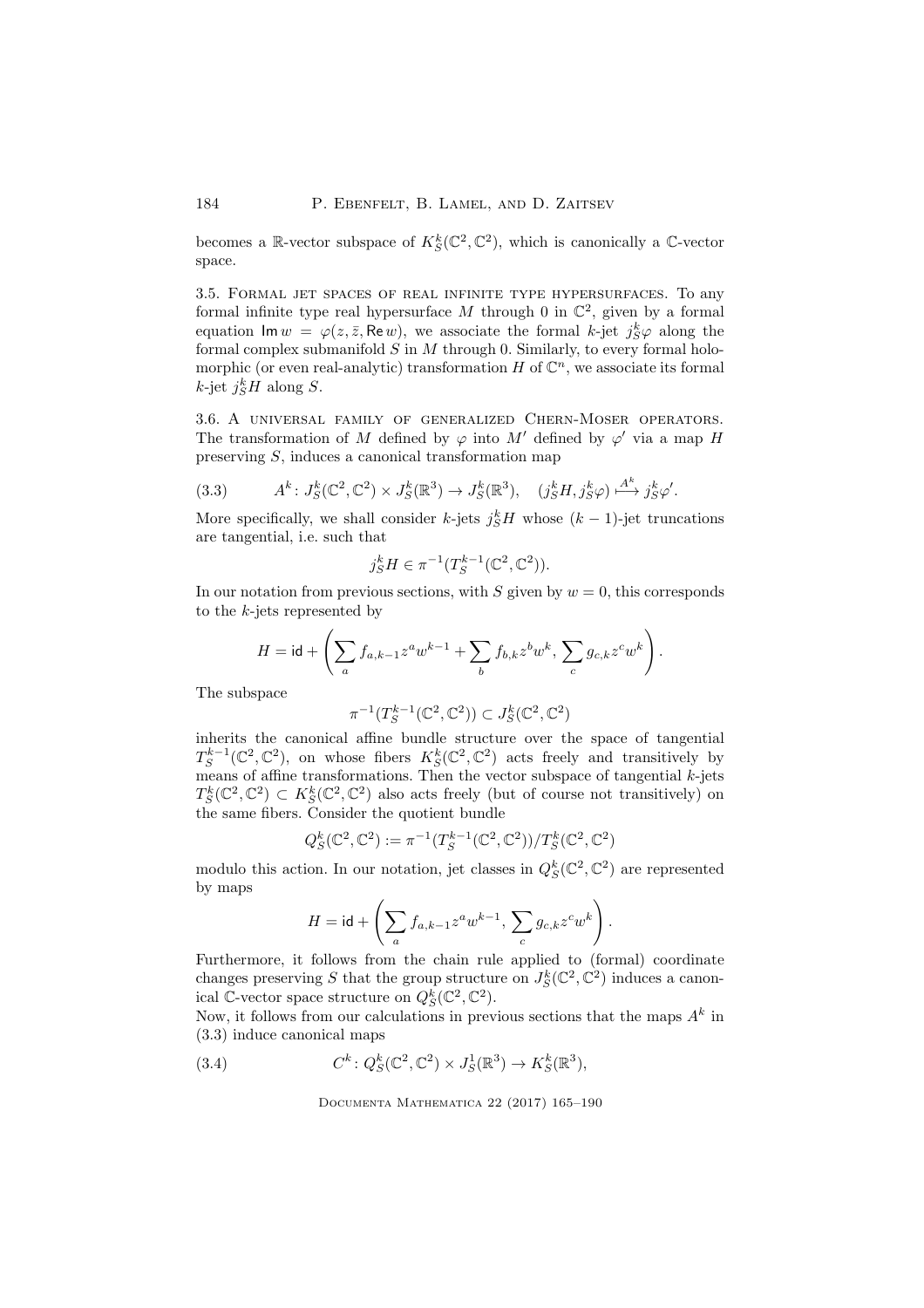becomes a $\mathbb{R}$-vector subspace of $K^k_S(\mathbb{C}^2, \mathbb{C}^2)$, which is canonically a $\mathbb{C}$-vector space.

3.5. Formal jet spaces of real infinite type hypersurfaces. To any formal infinite type real hypersurface $M$ through 0 in $\mathbb{C}^2$, given by a formal equation $\mathsf{Im}\, w = \varphi(z, \bar{z}, \mathsf{Re}\, w)$, we associate the formal $k$-jet $j^k_S \varphi$ along the formal complex submanifold $S$ in $M$ through 0. Similarly, to every formal holomorphic (or even real-analytic) transformation $H$ of $\mathbb{C}^n$, we associate its formal $k$-jet $j^k_S H$ along $S$.

3.6. A universal family of generalized Chern-Moser operators. The transformation of $M$ defined by $\varphi$ into $M'$ defined by $\varphi'$ via a map $H$ preserving $S$, induces a canonical transformation map

$$A^k \colon J^k_S(\mathbb{C}^2, \mathbb{C}^2) \times J^k_S(\mathbb{R}^3) \to J^k_S(\mathbb{R}^3), \quad (j^k_S H, j^k_S \varphi) \overset{A^k}{\longmapsto} j^k_S \varphi'. \tag{3.3}$$

More specifically, we shall consider $k$-jets $j^k_S H$ whose $(k-1)$-jet truncations are tangential, i.e. such that

$$j^k_S H \in \pi^{-1}(T^{k-1}_S(\mathbb{C}^2, \mathbb{C}^2)).$$

In our notation from previous sections, with $S$ given by $w = 0$, this corresponds to the $k$-jets represented by

$$H = \mathsf{id} + \left( \sum_a f_{a,k-1} z^a w^{k-1} + \sum_b f_{b,k} z^b w^k, \, \sum_c g_{c,k} z^c w^k \right).$$

The subspace

$$\pi^{-1}(T^{k-1}_S(\mathbb{C}^2, \mathbb{C}^2)) \subset J^k_S(\mathbb{C}^2, \mathbb{C}^2)$$

inherits the canonical affine bundle structure over the space of tangential $T^{k-1}_S(\mathbb{C}^2, \mathbb{C}^2)$, on whose fibers $K^k_S(\mathbb{C}^2, \mathbb{C}^2)$ acts freely and transitively by means of affine transformations. Then the vector subspace of tangential $k$-jets $T^k_S(\mathbb{C}^2, \mathbb{C}^2) \subset K^k_S(\mathbb{C}^2, \mathbb{C}^2)$ also acts freely (but of course not transitively) on the same fibers. Consider the quotient bundle

$$Q^k_S(\mathbb{C}^2, \mathbb{C}^2) := \pi^{-1}(T^{k-1}_S(\mathbb{C}^2, \mathbb{C}^2)) / T^k_S(\mathbb{C}^2, \mathbb{C}^2)$$

modulo this action. In our notation, jet classes in $Q^k_S(\mathbb{C}^2, \mathbb{C}^2)$ are represented by maps

$$H = \mathsf{id} + \left( \sum_a f_{a,k-1} z^a w^{k-1}, \, \sum_c g_{c,k} z^c w^k \right).$$

Furthermore, it follows from the chain rule applied to (formal) coordinate changes preserving $S$ that the group structure on $J^k_S(\mathbb{C}^2, \mathbb{C}^2)$ induces a canonical $\mathbb{C}$-vector space structure on $Q^k_S(\mathbb{C}^2, \mathbb{C}^2)$.

Now, it follows from our calculations in previous sections that the maps $A^k$ in (3.3) induce canonical maps

$$C^k \colon Q^k_S(\mathbb{C}^2, \mathbb{C}^2) \times J^1_S(\mathbb{R}^3) \to K^k_S(\mathbb{R}^3), \tag{3.4}$$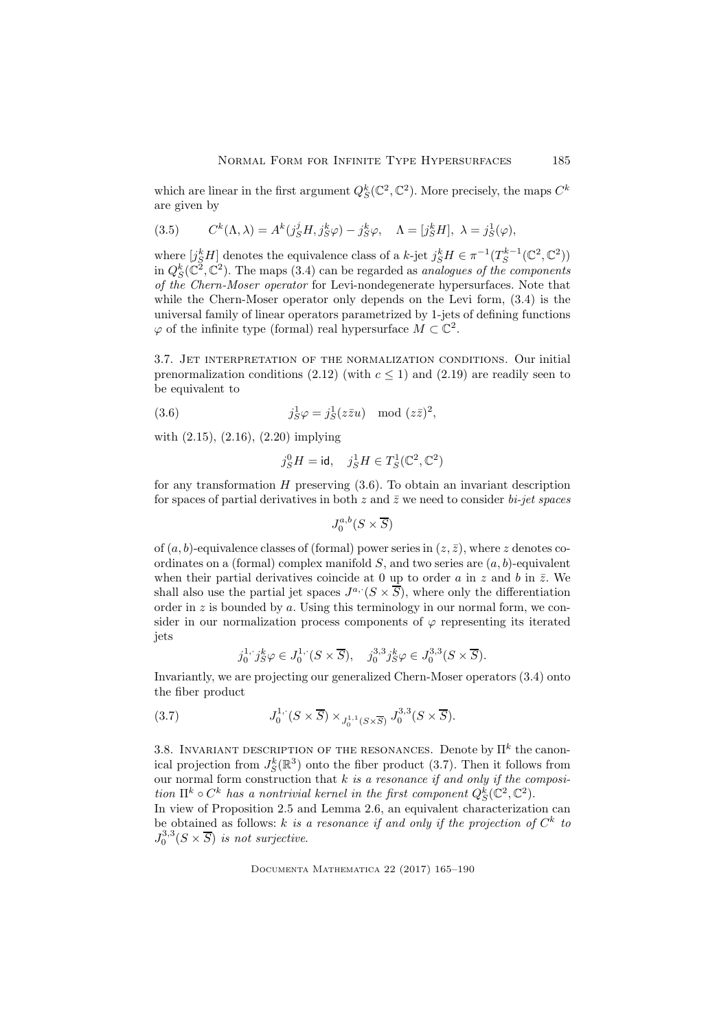which are linear in the first argument $Q^k_S(\mathbb{C}^2, \mathbb{C}^2)$. More precisely, the maps $C^k$ are given by

$$C^k(\Lambda, \lambda) = A^k(j^j_S H, j^k_S \varphi) - j^k_S \varphi, \quad \Lambda = [j^k_S H], \ \lambda = j^1_S(\varphi), \tag{3.5}$$

where $[j^k_S H]$ denotes the equivalence class of a $k$-jet $j^k_S H \in \pi^{-1}(T^{k-1}_S(\mathbb{C}^2, \mathbb{C}^2))$ in $Q^k_S(\mathbb{C}^2, \mathbb{C}^2)$. The maps (3.4) can be regarded as *analogues of the components of the Chern-Moser operator* for Levi-nondegenerate hypersurfaces. Note that while the Chern-Moser operator only depends on the Levi form, (3.4) is the universal family of linear operators parametrized by 1-jets of defining functions $\varphi$ of the infinite type (formal) real hypersurface $M \subset \mathbb{C}^2$.

3.7. Jet interpretation of the normalization conditions. Our initial prenormalization conditions (2.12) (with $c \leq 1$) and (2.19) are readily seen to be equivalent to

$$j^1_S \varphi = j^1_S(z\bar{z}u) \mod (z\bar{z})^2, \tag{3.6}$$

with (2.15), (2.16), (2.20) implying

$$j^0_S H = \mathsf{id}, \quad j^1_S H \in T^1_S(\mathbb{C}^2, \mathbb{C}^2)$$

for any transformation $H$ preserving (3.6). To obtain an invariant description for spaces of partial derivatives in both $z$ and $\bar{z}$ we need to consider *bi-jet spaces*

$$J^{a,b}_0(S \times \overline{S})$$

of $(a, b)$-equivalence classes of (formal) power series in $(z, \bar{z})$, where $z$ denotes coordinates on a (formal) complex manifold $S$, and two series are $(a, b)$-equivalent when their partial derivatives coincide at 0 up to order $a$ in $z$ and $b$ in $\bar{z}$. We shall also use the partial jet spaces $J^{a,\cdot}(S \times \overline{S})$, where only the differentiation order in $z$ is bounded by $a$. Using this terminology in our normal form, we consider in our normalization process components of $\varphi$ representing its iterated jets

$$j^{1,\cdot}_0 j^k_S \varphi \in J^{1,\cdot}_0(S \times \overline{S}), \quad j^{3,3}_0 j^k_S \varphi \in J^{3,3}_0(S \times \overline{S}).$$

Invariantly, we are projecting our generalized Chern-Moser operators (3.4) onto the fiber product

$$J^{1,\cdot}_0(S \times \overline{S}) \times_{J^{1,1}_0(S \times \overline{S})} J^{3,3}_0(S \times \overline{S}). \tag{3.7}$$

3.8. Invariant description of the resonances. Denote by $\Pi^k$ the canonical projection from $J^k_S(\mathbb{R}^3)$ onto the fiber product (3.7). Then it follows from our normal form construction that *$k$ is a resonance if and only if the composition $\Pi^k \circ C^k$ has a nontrivial kernel in the first component $Q^k_S(\mathbb{C}^2, \mathbb{C}^2)$.*
In view of Proposition 2.5 and Lemma 2.6, an equivalent characterization can be obtained as follows: *$k$ is a resonance if and only if the projection of $C^k$ to $J^{3,3}_0(S \times \overline{S})$ is not surjective.*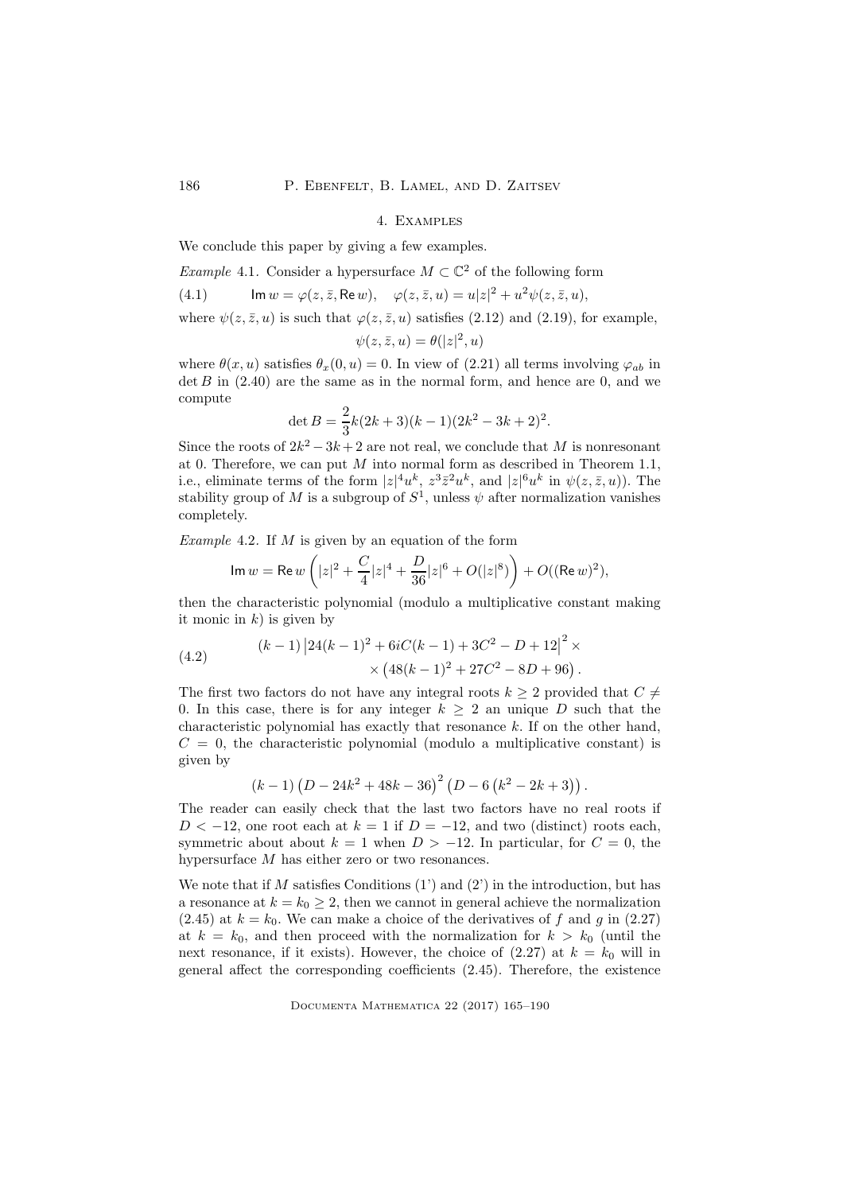## 4. Examples

We conclude this paper by giving a few examples.

*Example* 4.1. Consider a hypersurface $M \subset \mathbb{C}^2$ of the following form

$$\mathsf{Im}\, w = \varphi(z, \bar{z}, \mathsf{Re}\, w), \quad \varphi(z, \bar{z}, u) = u|z|^2 + u^2 \psi(z, \bar{z}, u), \tag{4.1}$$

where $\psi(z, \bar{z}, u)$ is such that $\varphi(z, \bar{z}, u)$ satisfies (2.12) and (2.19), for example,

$$\psi(z, \bar{z}, u) = \theta(|z|^2, u)$$

where $\theta(x, u)$ satisfies $\theta_x(0, u) = 0$. In view of (2.21) all terms involving $\varphi_{ab}$ in $\det B$ in (2.40) are the same as in the normal form, and hence are 0, and we compute

$$\det B = \frac{2}{3} k(2k+3)(k-1)(2k^2 - 3k + 2)^2.$$

Since the roots of $2k^2 - 3k + 2$ are not real, we conclude that $M$ is nonresonant at 0. Therefore, we can put $M$ into normal form as described in Theorem 1.1, i.e., eliminate terms of the form $|z|^4 u^k$, $z^3 \bar{z}^2 u^k$, and $|z|^6 u^k$ in $\psi(z, \bar{z}, u)$). The stability group of $M$ is a subgroup of $S^1$, unless $\psi$ after normalization vanishes completely.

*Example* 4.2. If $M$ is given by an equation of the form

$$\mathsf{Im}\, w = \mathsf{Re}\, w \left( |z|^2 + \frac{C}{4}|z|^4 + \frac{D}{36}|z|^6 + O(|z|^8) \right) + O((\mathsf{Re}\, w)^2),$$

then the characteristic polynomial (modulo a multiplicative constant making it monic in $k$) is given by

$$\begin{aligned} (k-1) \left| 24(k-1)^2 + 6iC(k-1) + 3C^2 - D + 12 \right|^2 \times \\ \times \left( 48(k-1)^2 + 27C^2 - 8D + 96 \right). \end{aligned} \tag{4.2}$$

The first two factors do not have any integral roots $k \geq 2$ provided that $C \neq 0$. In this case, there is for any integer $k \geq 2$ an unique $D$ such that the characteristic polynomial has exactly that resonance $k$. If on the other hand, $C = 0$, the characteristic polynomial (modulo a multiplicative constant) is given by

$$(k-1) \left( D - 24k^2 + 48k - 36 \right)^2 \left( D - 6\left( k^2 - 2k + 3 \right) \right).$$

The reader can easily check that the last two factors have no real roots if $D < -12$, one root each at $k = 1$ if $D = -12$, and two (distinct) roots each, symmetric about about $k = 1$ when $D > -12$. In particular, for $C = 0$, the hypersurface $M$ has either zero or two resonances.

We note that if $M$ satisfies Conditions (1') and (2') in the introduction, but has a resonance at $k = k_0 \geq 2$, then we cannot in general achieve the normalization (2.45) at $k = k_0$. We can make a choice of the derivatives of $f$ and $g$ in (2.27) at $k = k_0$, and then proceed with the normalization for $k > k_0$ (until the next resonance, if it exists). However, the choice of (2.27) at $k = k_0$ will in general affect the corresponding coefficients (2.45). Therefore, the existence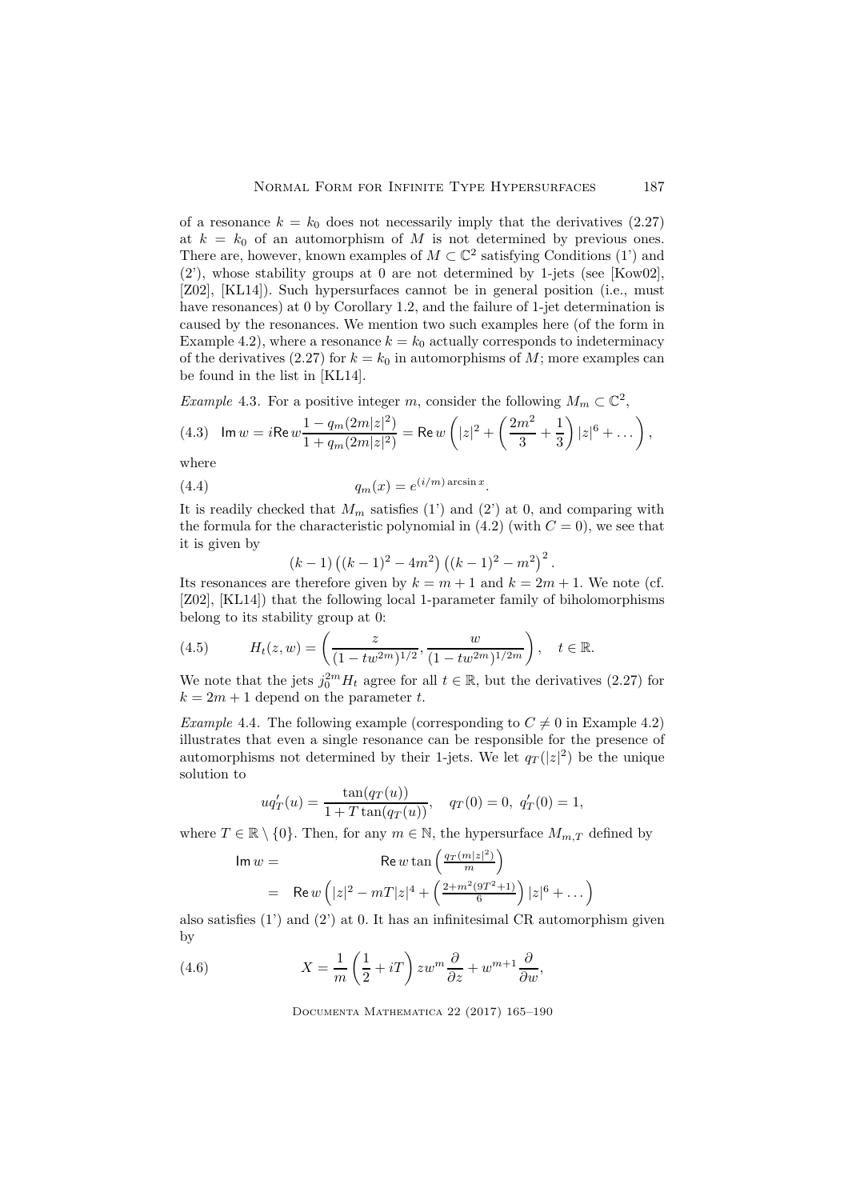of a resonance $k = k_0$ does not necessarily imply that the derivatives (2.27) at $k = k_0$ of an automorphism of $M$ is not determined by previous ones. There are, however, known examples of $M \subset \mathbb{C}^2$ satisfying Conditions (1') and (2'), whose stability groups at 0 are not determined by 1-jets (see [Kow02], [Z02], [KL14]). Such hypersurfaces cannot be in general position (i.e., must have resonances) at 0 by Corollary 1.2, and the failure of 1-jet determination is caused by the resonances. We mention two such examples here (of the form in Example 4.2), where a resonance $k = k_0$ actually corresponds to indeterminacy of the derivatives (2.27) for $k = k_0$ in automorphisms of $M$; more examples can be found in the list in [KL14].

*Example* 4.3. For a positive integer $m$, consider the following $M_m \subset \mathbb{C}^2$,

$$\mathsf{Im}\, w = i \mathsf{Re}\, w \frac{1 - q_m(2m|z|^2)}{1 + q_m(2m|z|^2)} = \mathsf{Re}\, w \left( |z|^2 + \left( \frac{2m^2}{3} + \frac{1}{3} \right) |z|^6 + \dots \right), \tag{4.3}$$

where

$$q_m(x) = e^{(i/m)\arcsin x}. \tag{4.4}$$

It is readily checked that $M_m$ satisfies (1') and (2') at 0, and comparing with the formula for the characteristic polynomial in (4.2) (with $C = 0$), we see that it is given by

$$(k-1)\left((k-1)^2 - 4m^2\right)\left((k-1)^2 - m^2\right)^2.$$

Its resonances are therefore given by $k = m+1$ and $k = 2m+1$. We note (cf. [Z02], [KL14]) that the following local 1-parameter family of biholomorphisms belong to its stability group at 0:

$$H_t(z,w) = \left( \frac{z}{(1 - tw^{2m})^{1/2}}, \frac{w}{(1 - tw^{2m})^{1/2m}} \right), \quad t \in \mathbb{R}. \tag{4.5}$$

We note that the jets $j_0^{2m} H_t$ agree for all $t \in \mathbb{R}$, but the derivatives (2.27) for $k = 2m+1$ depend on the parameter $t$.

*Example* 4.4. The following example (corresponding to $C \neq 0$ in Example 4.2) illustrates that even a single resonance can be responsible for the presence of automorphisms not determined by their 1-jets. We let $q_T(|z|^2)$ be the unique solution to

$$u q_T'(u) = \frac{\tan(q_T(u))}{1 + T\tan(q_T(u))}, \quad q_T(0) = 0,\ q_T'(0) = 1,$$

where $T \in \mathbb{R} \setminus \{0\}$. Then, for any $m \in \mathbb{N}$, the hypersurface $M_{m,T}$ defined by

$$\begin{aligned}
\mathsf{Im}\, w = & \qquad \mathsf{Re}\, w \tan\left( \tfrac{q_T(m|z|^2)}{m} \right) \\
= & \quad \mathsf{Re}\, w \left( |z|^2 - mT|z|^4 + \left( \tfrac{2 + m^2(9T^2+1)}{6} \right) |z|^6 + \dots \right)
\end{aligned}$$

also satisfies (1') and (2') at 0. It has an infinitesimal CR automorphism given by

$$X = \frac{1}{m}\left( \frac{1}{2} + iT \right) z w^m \frac{\partial}{\partial z} + w^{m+1} \frac{\partial}{\partial w}, \tag{4.6}$$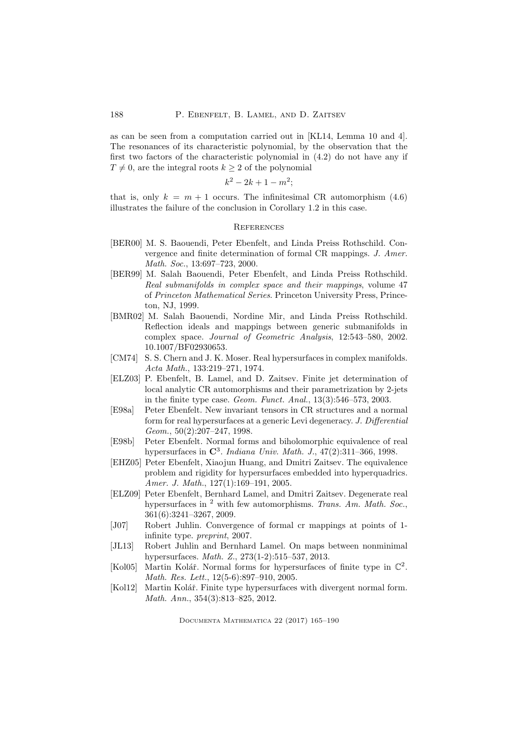as can be seen from a computation carried out in [KL14, Lemma 10 and 4]. The resonances of its characteristic polynomial, by the observation that the first two factors of the characteristic polynomial in (4.2) do not have any if $T \neq 0$, are the integral roots $k \geq 2$ of the polynomial

$$k^2 - 2k + 1 - m^2;$$

that is, only $k = m + 1$ occurs. The infinitesimal CR automorphism (4.6) illustrates the failure of the conclusion in Corollary 1.2 in this case.

## References

- [BER00] M. S. Baouendi, Peter Ebenfelt, and Linda Preiss Rothschild. Convergence and finite determination of formal CR mappings. *J. Amer. Math. Soc.*, 13:697–723, 2000.
- [BER99] M. Salah Baouendi, Peter Ebenfelt, and Linda Preiss Rothschild. *Real submanifolds in complex space and their mappings*, volume 47 of *Princeton Mathematical Series*. Princeton University Press, Princeton, NJ, 1999.
- [BMR02] M. Salah Baouendi, Nordine Mir, and Linda Preiss Rothschild. Reflection ideals and mappings between generic submanifolds in complex space. *Journal of Geometric Analysis*, 12:543–580, 2002. 10.1007/BF02930653.
- [CM74] S. S. Chern and J. K. Moser. Real hypersurfaces in complex manifolds. *Acta Math.*, 133:219–271, 1974.
- [ELZ03] P. Ebenfelt, B. Lamel, and D. Zaitsev. Finite jet determination of local analytic CR automorphisms and their parametrization by 2-jets in the finite type case. *Geom. Funct. Anal.*, 13(3):546–573, 2003.
- [E98a] Peter Ebenfelt. New invariant tensors in CR structures and a normal form for real hypersurfaces at a generic Levi degeneracy. *J. Differential Geom.*, 50(2):207–247, 1998.
- [E98b] Peter Ebenfelt. Normal forms and biholomorphic equivalence of real hypersurfaces in $\mathbf{C}^3$. *Indiana Univ. Math. J.*, 47(2):311–366, 1998.
- [EHZ05] Peter Ebenfelt, Xiaojun Huang, and Dmitri Zaitsev. The equivalence problem and rigidity for hypersurfaces embedded into hyperquadrics. *Amer. J. Math.*, 127(1):169–191, 2005.
- [ELZ09] Peter Ebenfelt, Bernhard Lamel, and Dmitri Zaitsev. Degenerate real hypersurfaces in $^2$ with few automorphisms. *Trans. Am. Math. Soc.*, 361(6):3241–3267, 2009.
- [J07] Robert Juhlin. Convergence of formal cr mappings at points of 1-infinite type. *preprint*, 2007.
- [JL13] Robert Juhlin and Bernhard Lamel. On maps between nonminimal hypersurfaces. *Math. Z.*, 273(1-2):515–537, 2013.
- [Kol05] Martin Kolář. Normal forms for hypersurfaces of finite type in $\mathbb{C}^2$. *Math. Res. Lett.*, 12(5-6):897–910, 2005.
- [Kol12] Martin Kolář. Finite type hypersurfaces with divergent normal form. *Math. Ann.*, 354(3):813–825, 2012.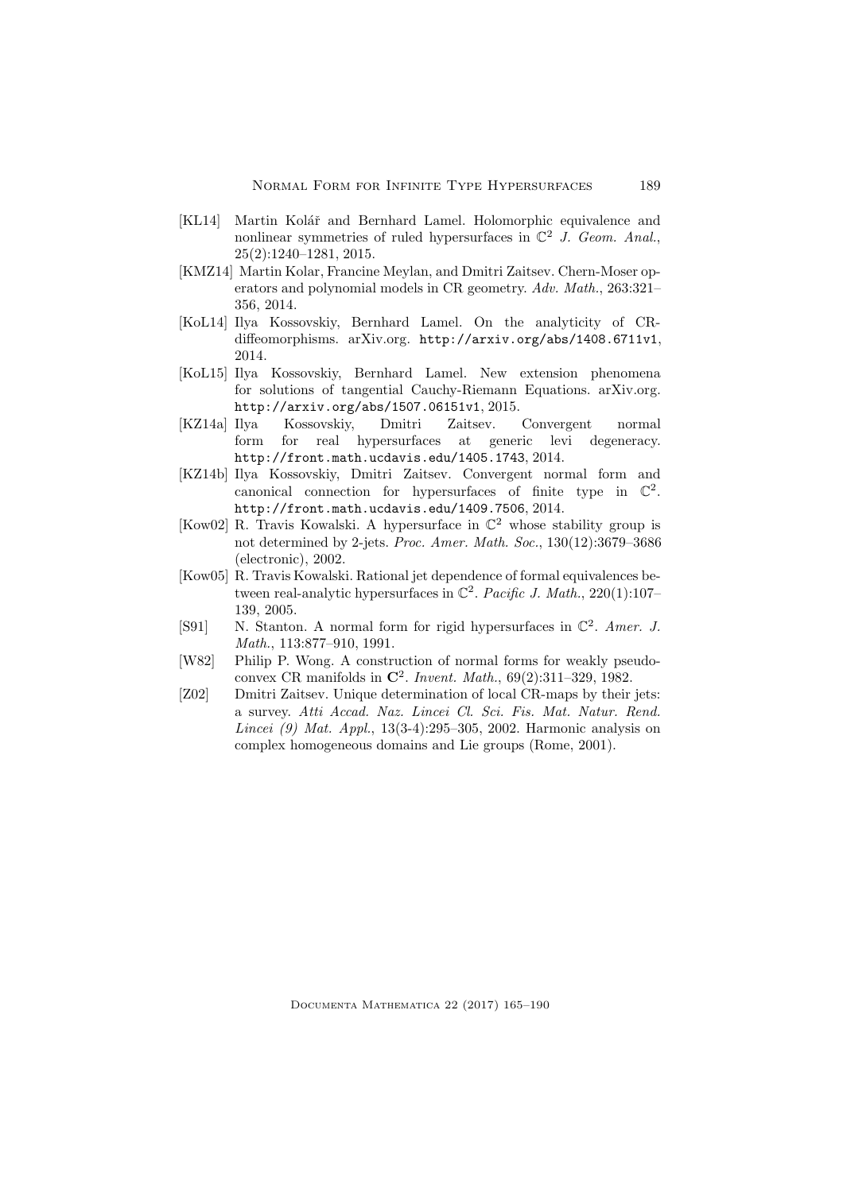- [KL14] Martin Kolář and Bernhard Lamel. Holomorphic equivalence and nonlinear symmetries of ruled hypersurfaces in $\mathbb{C}^2$ *J. Geom. Anal.*, 25(2):1240–1281, 2015.
- [KMZ14] Martin Kolar, Francine Meylan, and Dmitri Zaitsev. Chern-Moser operators and polynomial models in CR geometry. *Adv. Math.*, 263:321–356, 2014.
- [KoL14] Ilya Kossovskiy, Bernhard Lamel. On the analyticity of CR-diffeomorphisms. arXiv.org. `http://arxiv.org/abs/1408.6711v1`, 2014.
- [KoL15] Ilya Kossovskiy, Bernhard Lamel. New extension phenomena for solutions of tangential Cauchy-Riemann Equations. arXiv.org. `http://arxiv.org/abs/1507.06151v1`, 2015.
- [KZ14a] Ilya Kossovskiy, Dmitri Zaitsev. Convergent normal form for real hypersurfaces at generic levi degeneracy. `http://front.math.ucdavis.edu/1405.1743`, 2014.
- [KZ14b] Ilya Kossovskiy, Dmitri Zaitsev. Convergent normal form and canonical connection for hypersurfaces of finite type in $\mathbb{C}^2$. `http://front.math.ucdavis.edu/1409.7506`, 2014.
- [Kow02] R. Travis Kowalski. A hypersurface in $\mathbb{C}^2$ whose stability group is not determined by 2-jets. *Proc. Amer. Math. Soc.*, 130(12):3679–3686 (electronic), 2002.
- [Kow05] R. Travis Kowalski. Rational jet dependence of formal equivalences between real-analytic hypersurfaces in $\mathbb{C}^2$. *Pacific J. Math.*, 220(1):107–139, 2005.
- [S91] N. Stanton. A normal form for rigid hypersurfaces in $\mathbb{C}^2$. *Amer. J. Math.*, 113:877–910, 1991.
- [W82] Philip P. Wong. A construction of normal forms for weakly pseudoconvex CR manifolds in $\mathbf{C}^2$. *Invent. Math.*, 69(2):311–329, 1982.
- [Z02] Dmitri Zaitsev. Unique determination of local CR-maps by their jets: a survey. *Atti Accad. Naz. Lincei Cl. Sci. Fis. Mat. Natur. Rend. Lincei (9) Mat. Appl.*, 13(3-4):295–305, 2002. Harmonic analysis on complex homogeneous domains and Lie groups (Rome, 2001).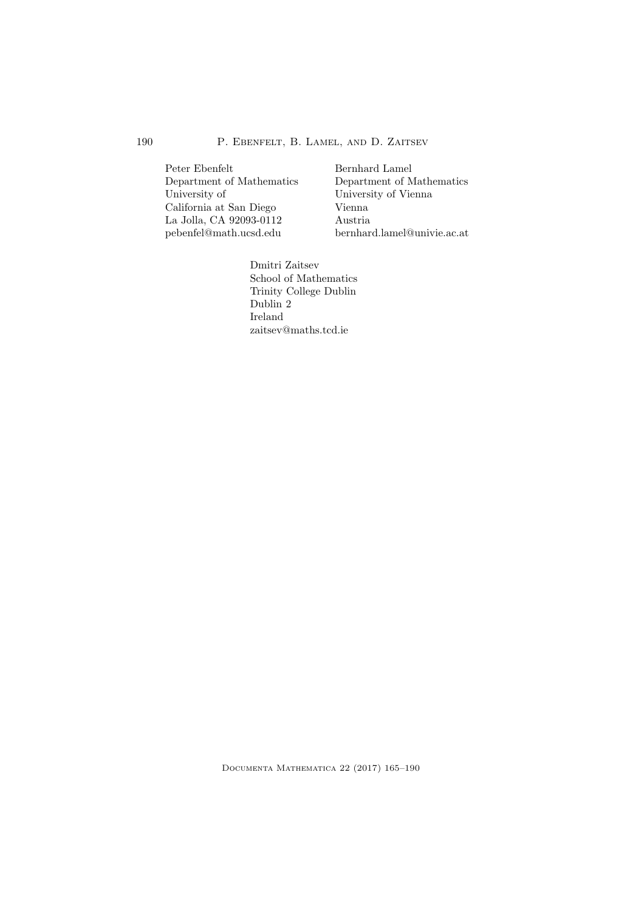Peter Ebenfelt
Department of Mathematics
University of
California at San Diego
La Jolla, CA 92093-0112
pebenfel@math.ucsd.edu

Bernhard Lamel
Department of Mathematics
University of Vienna
Vienna
Austria
bernhard.lamel@univie.ac.at

Dmitri Zaitsev
School of Mathematics
Trinity College Dublin
Dublin 2
Ireland
zaitsev@maths.tcd.ie